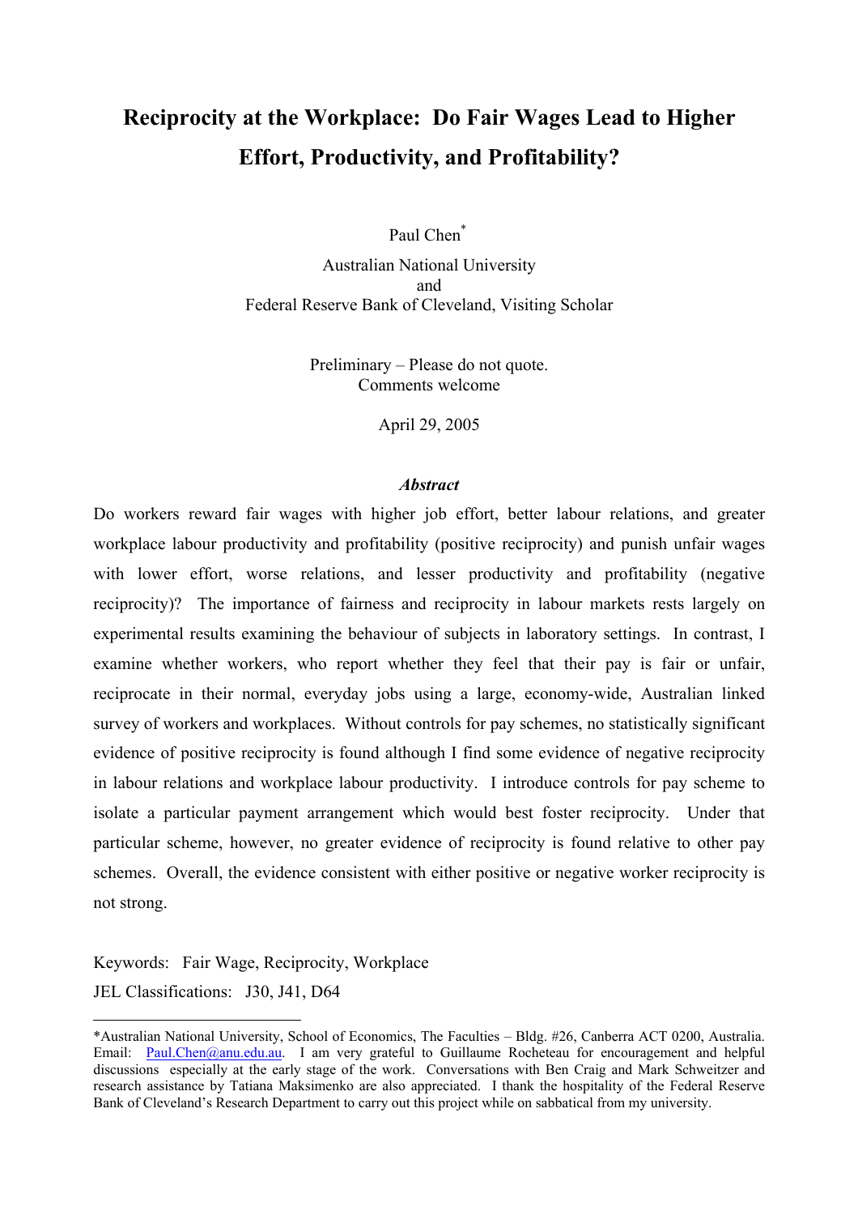# Reciprocity at the Workplace: Do Fair Wages Lead to Higher Effort, Productivity, and Profitability?

Paul Chen*

Australian National University
and
Federal Reserve Bank of Cleveland, Visiting Scholar

Preliminary – Please do not quote.
Comments welcome

April 29, 2005

### *Abstract*

Do workers reward fair wages with higher job effort, better labour relations, and greater workplace labour productivity and profitability (positive reciprocity) and punish unfair wages with lower effort, worse relations, and lesser productivity and profitability (negative reciprocity)? The importance of fairness and reciprocity in labour markets rests largely on experimental results examining the behaviour of subjects in laboratory settings. In contrast, I examine whether workers, who report whether they feel that their pay is fair or unfair, reciprocate in their normal, everyday jobs using a large, economy-wide, Australian linked survey of workers and workplaces. Without controls for pay schemes, no statistically significant evidence of positive reciprocity is found although I find some evidence of negative reciprocity in labour relations and workplace labour productivity. I introduce controls for pay scheme to isolate a particular payment arrangement which would best foster reciprocity. Under that particular scheme, however, no greater evidence of reciprocity is found relative to other pay schemes. Overall, the evidence consistent with either positive or negative worker reciprocity is not strong.

Keywords: Fair Wage, Reciprocity, Workplace

JEL Classifications: J30, J41, D64

---

*Australian National University, School of Economics, The Faculties – Bldg. #26, Canberra ACT 0200, Australia. Email: Paul.Chen@anu.edu.au. I am very grateful to Guillaume Rocheteau for encouragement and helpful discussions especially at the early stage of the work. Conversations with Ben Craig and Mark Schweitzer and research assistance by Tatiana Maksimenko are also appreciated. I thank the hospitality of the Federal Reserve Bank of Cleveland's Research Department to carry out this project while on sabbatical from my university.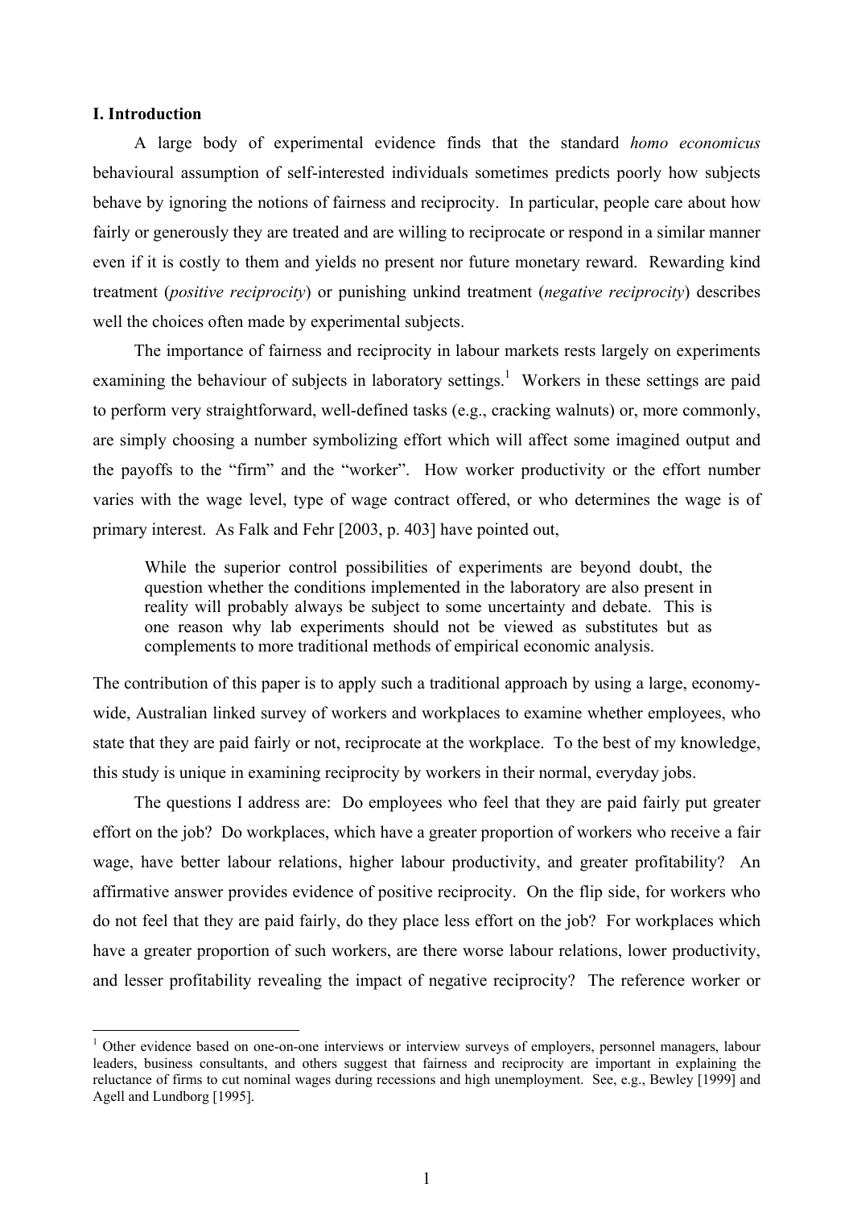## I. Introduction

A large body of experimental evidence finds that the standard *homo economicus* behavioural assumption of self-interested individuals sometimes predicts poorly how subjects behave by ignoring the notions of fairness and reciprocity. In particular, people care about how fairly or generously they are treated and are willing to reciprocate or respond in a similar manner even if it is costly to them and yields no present nor future monetary reward. Rewarding kind treatment (*positive reciprocity*) or punishing unkind treatment (*negative reciprocity*) describes well the choices often made by experimental subjects.

The importance of fairness and reciprocity in labour markets rests largely on experiments examining the behaviour of subjects in laboratory settings.[1] Workers in these settings are paid to perform very straightforward, well-defined tasks (e.g., cracking walnuts) or, more commonly, are simply choosing a number symbolizing effort which will affect some imagined output and the payoffs to the "firm" and the "worker". How worker productivity or the effort number varies with the wage level, type of wage contract offered, or who determines the wage is of primary interest. As Falk and Fehr [2003, p. 403] have pointed out,

> While the superior control possibilities of experiments are beyond doubt, the question whether the conditions implemented in the laboratory are also present in reality will probably always be subject to some uncertainty and debate. This is one reason why lab experiments should not be viewed as substitutes but as complements to more traditional methods of empirical economic analysis.

The contribution of this paper is to apply such a traditional approach by using a large, economy-wide, Australian linked survey of workers and workplaces to examine whether employees, who state that they are paid fairly or not, reciprocate at the workplace. To the best of my knowledge, this study is unique in examining reciprocity by workers in their normal, everyday jobs.

The questions I address are: Do employees who feel that they are paid fairly put greater effort on the job? Do workplaces, which have a greater proportion of workers who receive a fair wage, have better labour relations, higher labour productivity, and greater profitability? An affirmative answer provides evidence of positive reciprocity. On the flip side, for workers who do not feel that they are paid fairly, do they place less effort on the job? For workplaces which have a greater proportion of such workers, are there worse labour relations, lower productivity, and lesser profitability revealing the impact of negative reciprocity? The reference worker or

---

[1] Other evidence based on one-on-one interviews or interview surveys of employers, personnel managers, labour leaders, business consultants, and others suggest that fairness and reciprocity are important in explaining the reluctance of firms to cut nominal wages during recessions and high unemployment. See, e.g., Bewley [1999] and Agell and Lundborg [1995].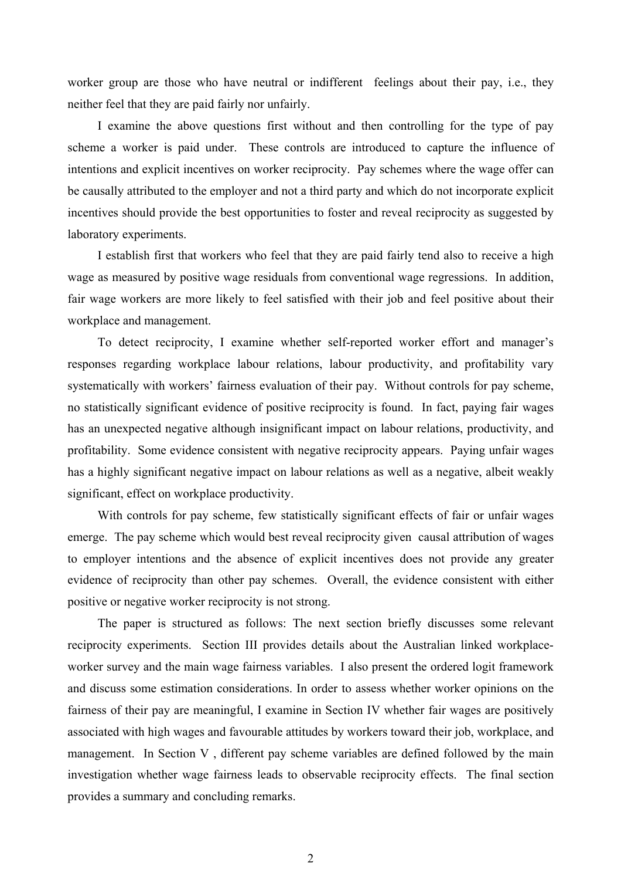worker group are those who have neutral or indifferent feelings about their pay, i.e., they neither feel that they are paid fairly nor unfairly.

I examine the above questions first without and then controlling for the type of pay scheme a worker is paid under. These controls are introduced to capture the influence of intentions and explicit incentives on worker reciprocity. Pay schemes where the wage offer can be causally attributed to the employer and not a third party and which do not incorporate explicit incentives should provide the best opportunities to foster and reveal reciprocity as suggested by laboratory experiments.

I establish first that workers who feel that they are paid fairly tend also to receive a high wage as measured by positive wage residuals from conventional wage regressions. In addition, fair wage workers are more likely to feel satisfied with their job and feel positive about their workplace and management.

To detect reciprocity, I examine whether self-reported worker effort and manager's responses regarding workplace labour relations, labour productivity, and profitability vary systematically with workers' fairness evaluation of their pay. Without controls for pay scheme, no statistically significant evidence of positive reciprocity is found. In fact, paying fair wages has an unexpected negative although insignificant impact on labour relations, productivity, and profitability. Some evidence consistent with negative reciprocity appears. Paying unfair wages has a highly significant negative impact on labour relations as well as a negative, albeit weakly significant, effect on workplace productivity.

With controls for pay scheme, few statistically significant effects of fair or unfair wages emerge. The pay scheme which would best reveal reciprocity given causal attribution of wages to employer intentions and the absence of explicit incentives does not provide any greater evidence of reciprocity than other pay schemes. Overall, the evidence consistent with either positive or negative worker reciprocity is not strong.

The paper is structured as follows: The next section briefly discusses some relevant reciprocity experiments. Section III provides details about the Australian linked workplace-worker survey and the main wage fairness variables. I also present the ordered logit framework and discuss some estimation considerations. In order to assess whether worker opinions on the fairness of their pay are meaningful, I examine in Section IV whether fair wages are positively associated with high wages and favourable attitudes by workers toward their job, workplace, and management. In Section V , different pay scheme variables are defined followed by the main investigation whether wage fairness leads to observable reciprocity effects. The final section provides a summary and concluding remarks.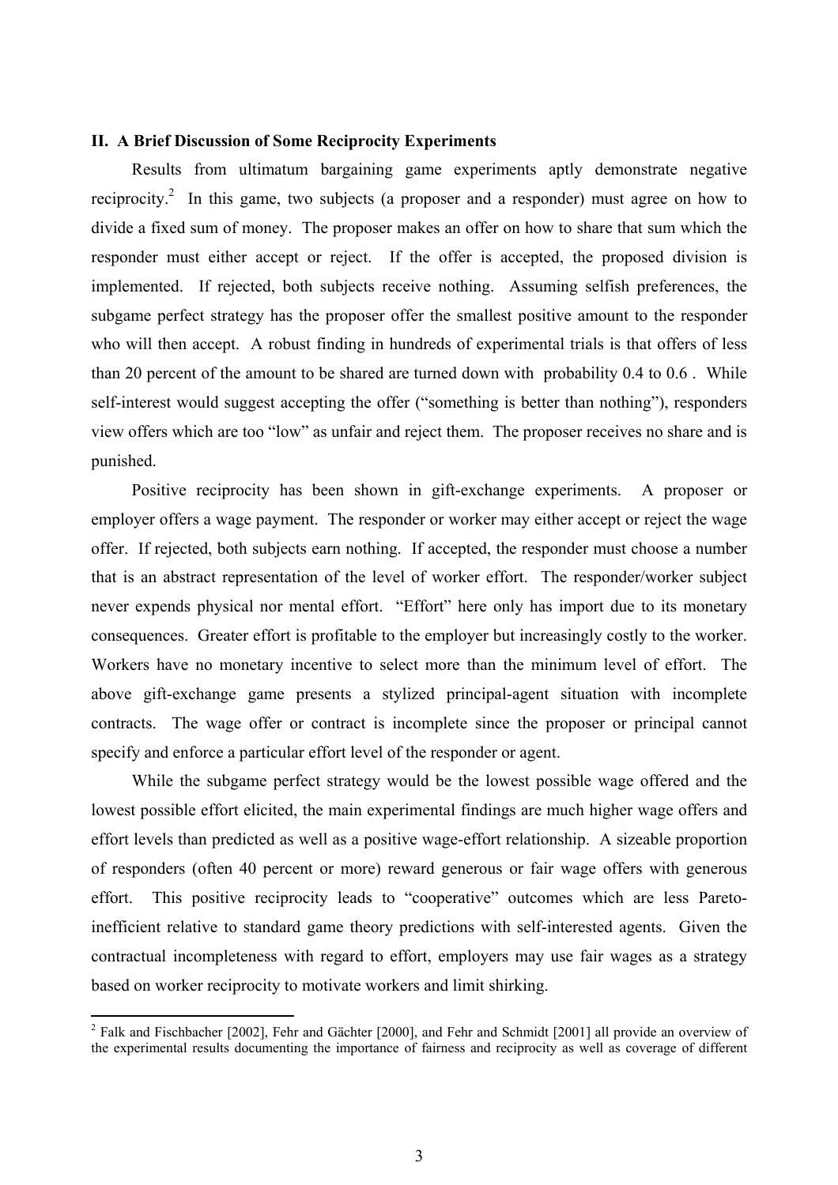### II. A Brief Discussion of Some Reciprocity Experiments

Results from ultimatum bargaining game experiments aptly demonstrate negative reciprocity.[2] In this game, two subjects (a proposer and a responder) must agree on how to divide a fixed sum of money. The proposer makes an offer on how to share that sum which the responder must either accept or reject. If the offer is accepted, the proposed division is implemented. If rejected, both subjects receive nothing. Assuming selfish preferences, the subgame perfect strategy has the proposer offer the smallest positive amount to the responder who will then accept. A robust finding in hundreds of experimental trials is that offers of less than 20 percent of the amount to be shared are turned down with probability 0.4 to 0.6 . While self-interest would suggest accepting the offer ("something is better than nothing"), responders view offers which are too "low" as unfair and reject them. The proposer receives no share and is punished.

Positive reciprocity has been shown in gift-exchange experiments. A proposer or employer offers a wage payment. The responder or worker may either accept or reject the wage offer. If rejected, both subjects earn nothing. If accepted, the responder must choose a number that is an abstract representation of the level of worker effort. The responder/worker subject never expends physical nor mental effort. "Effort" here only has import due to its monetary consequences. Greater effort is profitable to the employer but increasingly costly to the worker. Workers have no monetary incentive to select more than the minimum level of effort. The above gift-exchange game presents a stylized principal-agent situation with incomplete contracts. The wage offer or contract is incomplete since the proposer or principal cannot specify and enforce a particular effort level of the responder or agent.

While the subgame perfect strategy would be the lowest possible wage offered and the lowest possible effort elicited, the main experimental findings are much higher wage offers and effort levels than predicted as well as a positive wage-effort relationship. A sizeable proportion of responders (often 40 percent or more) reward generous or fair wage offers with generous effort. This positive reciprocity leads to "cooperative" outcomes which are less Pareto-inefficient relative to standard game theory predictions with self-interested agents. Given the contractual incompleteness with regard to effort, employers may use fair wages as a strategy based on worker reciprocity to motivate workers and limit shirking.

---

[2] Falk and Fischbacher [2002], Fehr and Gächter [2000], and Fehr and Schmidt [2001] all provide an overview of the experimental results documenting the importance of fairness and reciprocity as well as coverage of different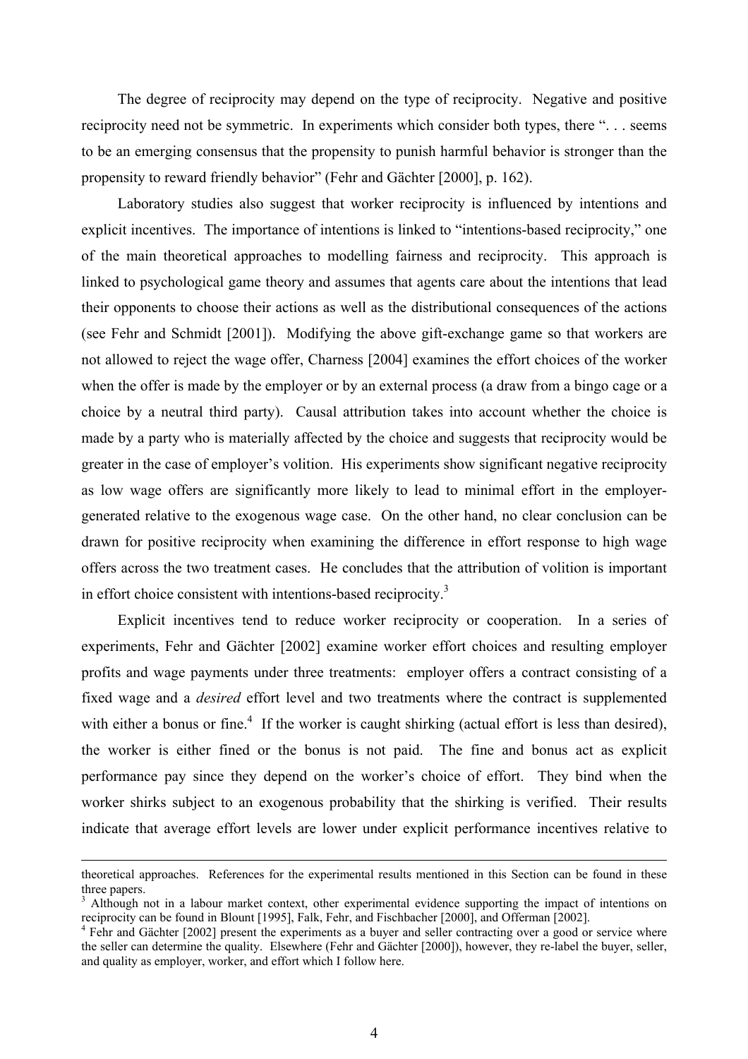The degree of reciprocity may depend on the type of reciprocity. Negative and positive reciprocity need not be symmetric. In experiments which consider both types, there ". . . seems to be an emerging consensus that the propensity to punish harmful behavior is stronger than the propensity to reward friendly behavior" (Fehr and Gächter [2000], p. 162).

Laboratory studies also suggest that worker reciprocity is influenced by intentions and explicit incentives. The importance of intentions is linked to "intentions-based reciprocity," one of the main theoretical approaches to modelling fairness and reciprocity. This approach is linked to psychological game theory and assumes that agents care about the intentions that lead their opponents to choose their actions as well as the distributional consequences of the actions (see Fehr and Schmidt [2001]). Modifying the above gift-exchange game so that workers are not allowed to reject the wage offer, Charness [2004] examines the effort choices of the worker when the offer is made by the employer or by an external process (a draw from a bingo cage or a choice by a neutral third party). Causal attribution takes into account whether the choice is made by a party who is materially affected by the choice and suggests that reciprocity would be greater in the case of employer's volition. His experiments show significant negative reciprocity as low wage offers are significantly more likely to lead to minimal effort in the employer-generated relative to the exogenous wage case. On the other hand, no clear conclusion can be drawn for positive reciprocity when examining the difference in effort response to high wage offers across the two treatment cases. He concludes that the attribution of volition is important in effort choice consistent with intentions-based reciprocity.[3]

Explicit incentives tend to reduce worker reciprocity or cooperation. In a series of experiments, Fehr and Gächter [2002] examine worker effort choices and resulting employer profits and wage payments under three treatments: employer offers a contract consisting of a fixed wage and a *desired* effort level and two treatments where the contract is supplemented with either a bonus or fine.[4] If the worker is caught shirking (actual effort is less than desired), the worker is either fined or the bonus is not paid. The fine and bonus act as explicit performance pay since they depend on the worker's choice of effort. They bind when the worker shirks subject to an exogenous probability that the shirking is verified. Their results indicate that average effort levels are lower under explicit performance incentives relative to

---

theoretical approaches. References for the experimental results mentioned in this Section can be found in these three papers.

[3] Although not in a labour market context, other experimental evidence supporting the impact of intentions on reciprocity can be found in Blount [1995], Falk, Fehr, and Fischbacher [2000], and Offerman [2002].

[4] Fehr and Gächter [2002] present the experiments as a buyer and seller contracting over a good or service where the seller can determine the quality. Elsewhere (Fehr and Gächter [2000]), however, they re-label the buyer, seller, and quality as employer, worker, and effort which I follow here.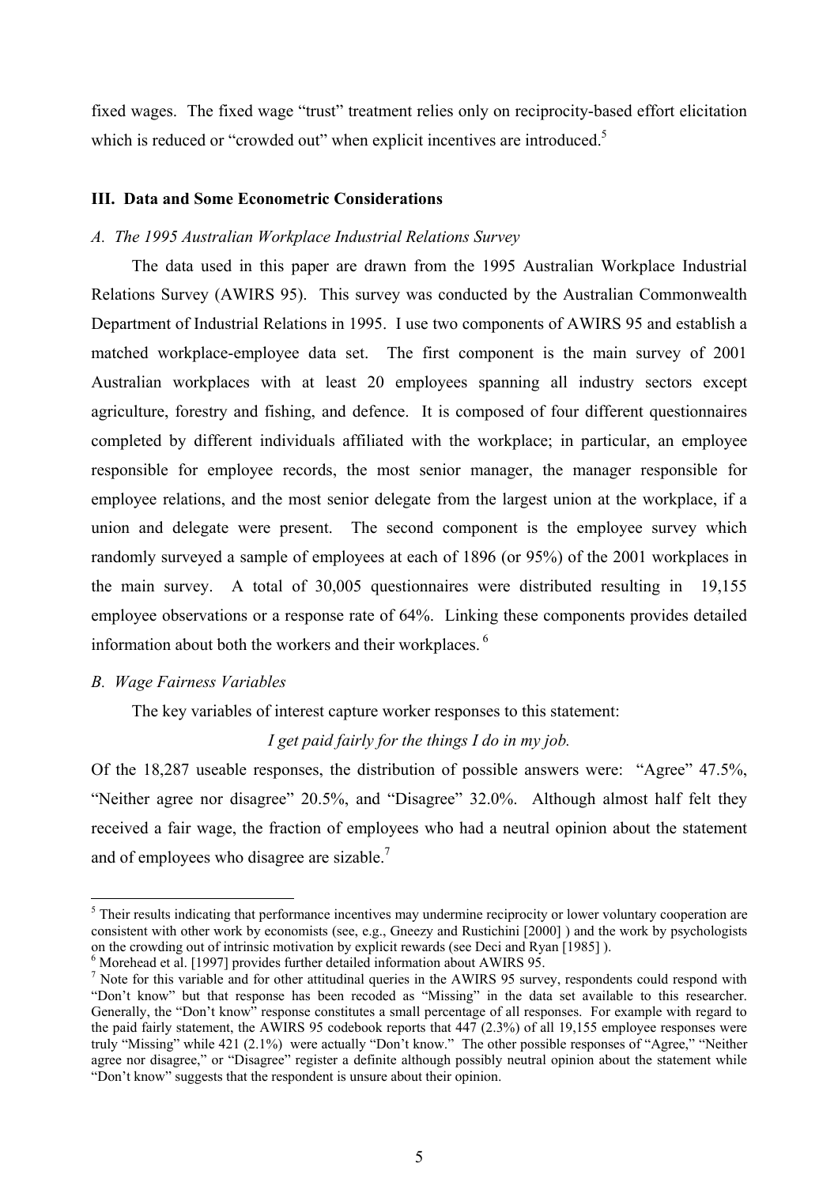fixed wages. The fixed wage "trust" treatment relies only on reciprocity-based effort elicitation which is reduced or "crowded out" when explicit incentives are introduced.[5]

### III. Data and Some Econometric Considerations

#### *A. The 1995 Australian Workplace Industrial Relations Survey*

The data used in this paper are drawn from the 1995 Australian Workplace Industrial Relations Survey (AWIRS 95). This survey was conducted by the Australian Commonwealth Department of Industrial Relations in 1995. I use two components of AWIRS 95 and establish a matched workplace-employee data set. The first component is the main survey of 2001 Australian workplaces with at least 20 employees spanning all industry sectors except agriculture, forestry and fishing, and defence. It is composed of four different questionnaires completed by different individuals affiliated with the workplace; in particular, an employee responsible for employee records, the most senior manager, the manager responsible for employee relations, and the most senior delegate from the largest union at the workplace, if a union and delegate were present. The second component is the employee survey which randomly surveyed a sample of employees at each of 1896 (or 95%) of the 2001 workplaces in the main survey. A total of 30,005 questionnaires were distributed resulting in 19,155 employee observations or a response rate of 64%. Linking these components provides detailed information about both the workers and their workplaces.[6]

#### *B. Wage Fairness Variables*

The key variables of interest capture worker responses to this statement:

*I get paid fairly for the things I do in my job.*

Of the 18,287 useable responses, the distribution of possible answers were: "Agree" 47.5%, "Neither agree nor disagree" 20.5%, and "Disagree" 32.0%. Although almost half felt they received a fair wage, the fraction of employees who had a neutral opinion about the statement and of employees who disagree are sizable.[7]

---

[5] Their results indicating that performance incentives may undermine reciprocity or lower voluntary cooperation are consistent with other work by economists (see, e.g., Gneezy and Rustichini [2000] ) and the work by psychologists on the crowding out of intrinsic motivation by explicit rewards (see Deci and Ryan [1985] ).

[6] Morehead et al. [1997] provides further detailed information about AWIRS 95.

[7] Note for this variable and for other attitudinal queries in the AWIRS 95 survey, respondents could respond with "Don't know" but that response has been recoded as "Missing" in the data set available to this researcher. Generally, the "Don't know" response constitutes a small percentage of all responses. For example with regard to the paid fairly statement, the AWIRS 95 codebook reports that 447 (2.3%) of all 19,155 employee responses were truly "Missing" while 421 (2.1%) were actually "Don't know." The other possible responses of "Agree," "Neither agree nor disagree," or "Disagree" register a definite although possibly neutral opinion about the statement while "Don't know" suggests that the respondent is unsure about their opinion.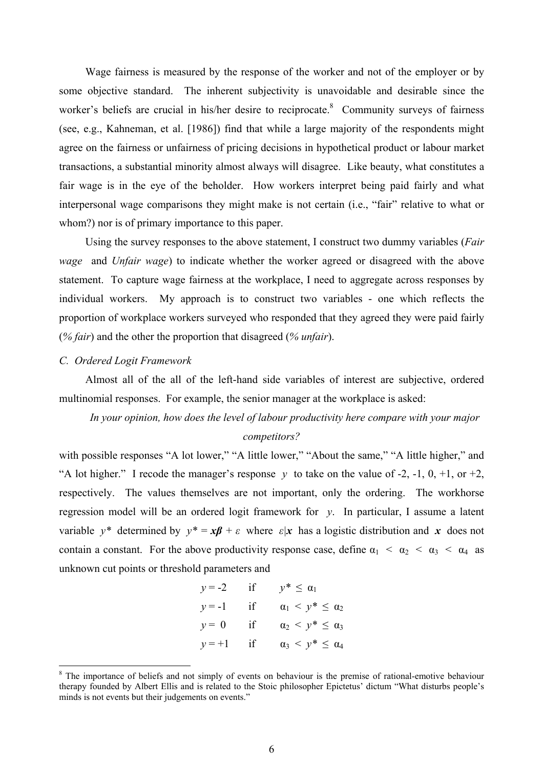Wage fairness is measured by the response of the worker and not of the employer or by some objective standard. The inherent subjectivity is unavoidable and desirable since the worker's beliefs are crucial in his/her desire to reciprocate.[8] Community surveys of fairness (see, e.g., Kahneman, et al. [1986]) find that while a large majority of the respondents might agree on the fairness or unfairness of pricing decisions in hypothetical product or labour market transactions, a substantial minority almost always will disagree. Like beauty, what constitutes a fair wage is in the eye of the beholder. How workers interpret being paid fairly and what interpersonal wage comparisons they might make is not certain (i.e., "fair" relative to what or whom?) nor is of primary importance to this paper.

Using the survey responses to the above statement, I construct two dummy variables (*Fair wage* and *Unfair wage*) to indicate whether the worker agreed or disagreed with the above statement. To capture wage fairness at the workplace, I need to aggregate across responses by individual workers. My approach is to construct two variables - one which reflects the proportion of workplace workers surveyed who responded that they agreed they were paid fairly (*% fair*) and the other the proportion that disagreed (*% unfair*).

*C. Ordered Logit Framework*

Almost all of the all of the left-hand side variables of interest are subjective, ordered multinomial responses. For example, the senior manager at the workplace is asked:

*In your opinion, how does the level of labour productivity here compare with your major competitors?*

with possible responses "A lot lower," "A little lower," "About the same," "A little higher," and "A lot higher." I recode the manager's response $y$ to take on the value of -2, -1, 0, +1, or +2, respectively. The values themselves are not important, only the ordering. The workhorse regression model will be an ordered logit framework for $y$. In particular, I assume a latent variable $y^*$ determined by $y^* = \boldsymbol{x\beta} + \varepsilon$ where $\varepsilon|\boldsymbol{x}$ has a logistic distribution and $\boldsymbol{x}$ does not contain a constant. For the above productivity response case, define $\alpha_1 < \alpha_2 < \alpha_3 < \alpha_4$ as unknown cut points or threshold parameters and

$$
\begin{aligned}
y &= -2 && \text{if} \quad y^* \leq \alpha_1 \\
y &= -1 && \text{if} \quad \alpha_1 < y^* \leq \alpha_2 \\
y &= 0 && \text{if} \quad \alpha_2 < y^* \leq \alpha_3 \\
y &= +1 && \text{if} \quad \alpha_3 < y^* \leq \alpha_4
\end{aligned}
$$

[8] The importance of beliefs and not simply of events on behaviour is the premise of rational-emotive behaviour therapy founded by Albert Ellis and is related to the Stoic philosopher Epictetus' dictum "What disturbs people's minds is not events but their judgements on events."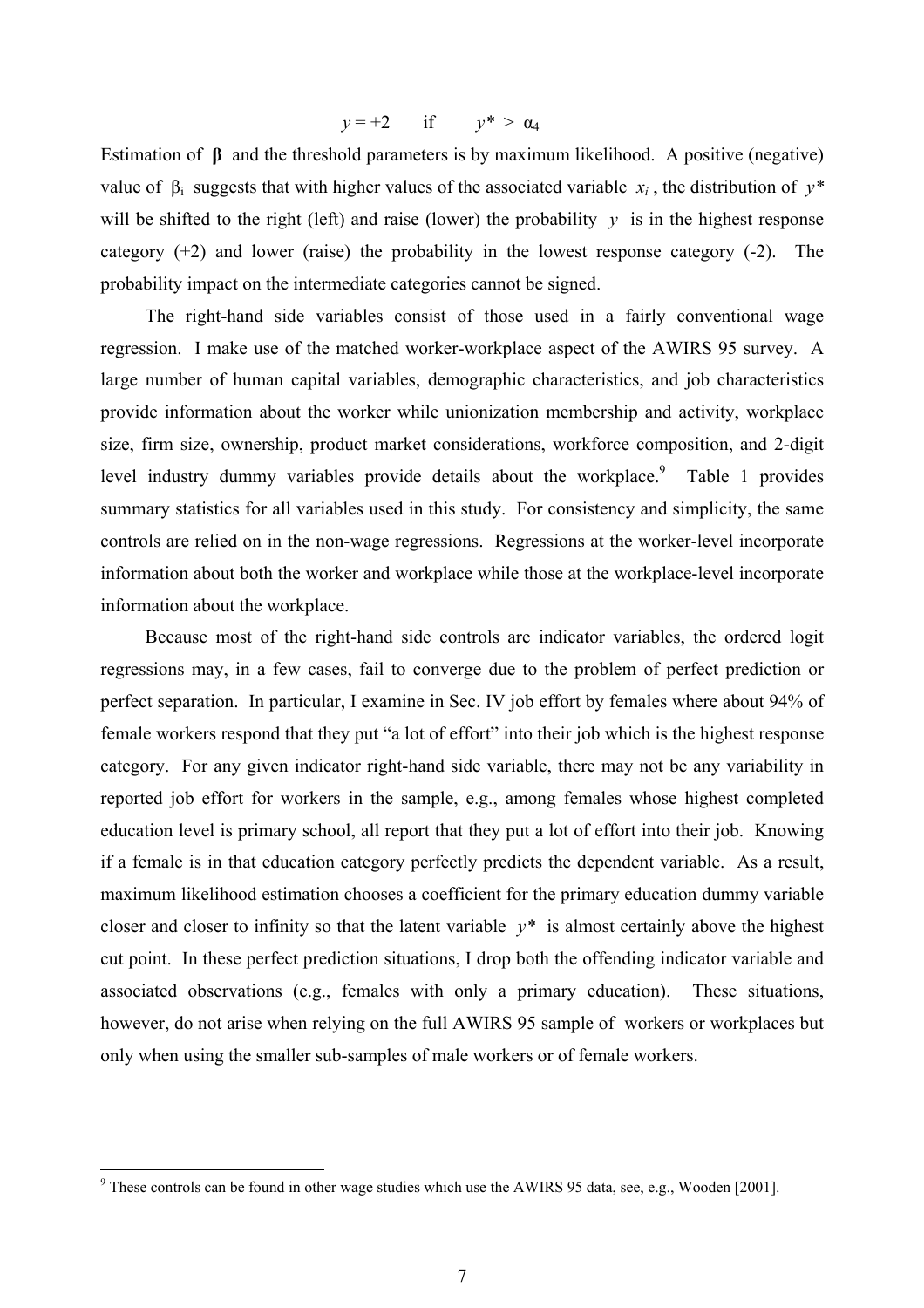$$y = +2 \quad \text{if} \quad y^* > \alpha_4$$

Estimation of $\boldsymbol{\beta}$ and the threshold parameters is by maximum likelihood. A positive (negative) value of $\beta_i$ suggests that with higher values of the associated variable $x_i$, the distribution of $y^*$ will be shifted to the right (left) and raise (lower) the probability $y$ is in the highest response category (+2) and lower (raise) the probability in the lowest response category (-2). The probability impact on the intermediate categories cannot be signed.

The right-hand side variables consist of those used in a fairly conventional wage regression. I make use of the matched worker-workplace aspect of the AWIRS 95 survey. A large number of human capital variables, demographic characteristics, and job characteristics provide information about the worker while unionization membership and activity, workplace size, firm size, ownership, product market considerations, workforce composition, and 2-digit level industry dummy variables provide details about the workplace.[9] Table 1 provides summary statistics for all variables used in this study. For consistency and simplicity, the same controls are relied on in the non-wage regressions. Regressions at the worker-level incorporate information about both the worker and workplace while those at the workplace-level incorporate information about the workplace.

Because most of the right-hand side controls are indicator variables, the ordered logit regressions may, in a few cases, fail to converge due to the problem of perfect prediction or perfect separation. In particular, I examine in Sec. IV job effort by females where about 94% of female workers respond that they put "a lot of effort" into their job which is the highest response category. For any given indicator right-hand side variable, there may not be any variability in reported job effort for workers in the sample, e.g., among females whose highest completed education level is primary school, all report that they put a lot of effort into their job. Knowing if a female is in that education category perfectly predicts the dependent variable. As a result, maximum likelihood estimation chooses a coefficient for the primary education dummy variable closer and closer to infinity so that the latent variable $y^*$ is almost certainly above the highest cut point. In these perfect prediction situations, I drop both the offending indicator variable and associated observations (e.g., females with only a primary education). These situations, however, do not arise when relying on the full AWIRS 95 sample of workers or workplaces but only when using the smaller sub-samples of male workers or of female workers.

---

[9] These controls can be found in other wage studies which use the AWIRS 95 data, see, e.g., Wooden [2001].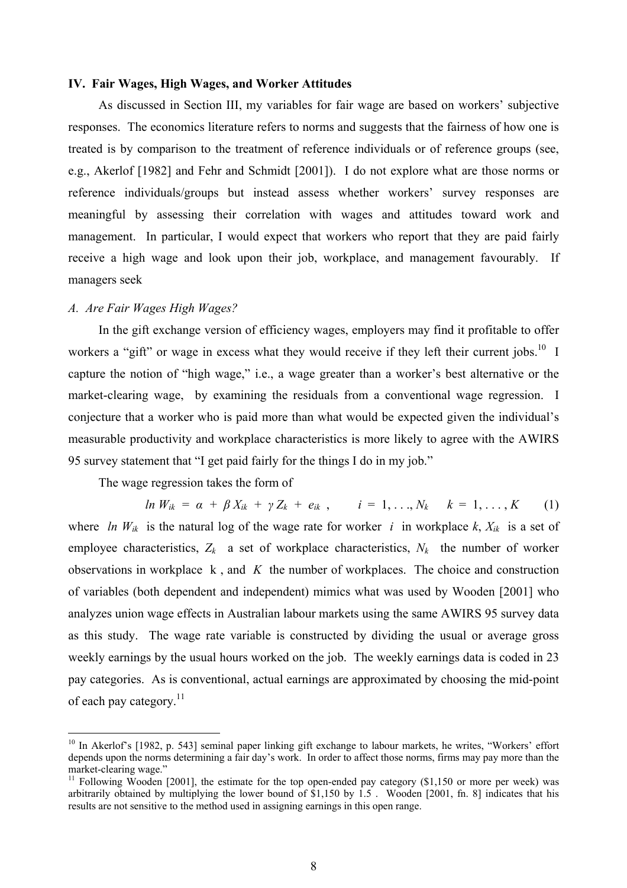## IV. Fair Wages, High Wages, and Worker Attitudes

As discussed in Section III, my variables for fair wage are based on workers' subjective responses. The economics literature refers to norms and suggests that the fairness of how one is treated is by comparison to the treatment of reference individuals or of reference groups (see, e.g., Akerlof [1982] and Fehr and Schmidt [2001]). I do not explore what are those norms or reference individuals/groups but instead assess whether workers' survey responses are meaningful by assessing their correlation with wages and attitudes toward work and management. In particular, I would expect that workers who report that they are paid fairly receive a high wage and look upon their job, workplace, and management favourably. If managers seek

### *A. Are Fair Wages High Wages?*

In the gift exchange version of efficiency wages, employers may find it profitable to offer workers a "gift" or wage in excess what they would receive if they left their current jobs.[10] I capture the notion of "high wage," i.e., a wage greater than a worker's best alternative or the market-clearing wage, by examining the residuals from a conventional wage regression. I conjecture that a worker who is paid more than what would be expected given the individual's measurable productivity and workplace characteristics is more likely to agree with the AWIRS 95 survey statement that "I get paid fairly for the things I do in my job."

The wage regression takes the form of

$$\ln W_{ik} = \alpha + \beta X_{ik} + \gamma Z_k + e_{ik}, \qquad i = 1, \ldots, N_k \quad k = 1, \ldots, K \qquad (1)$$

where $\ln W_{ik}$ is the natural log of the wage rate for worker $i$ in workplace $k$, $X_{ik}$ is a set of employee characteristics, $Z_k$ a set of workplace characteristics, $N_k$ the number of worker observations in workplace $k$, and $K$ the number of workplaces. The choice and construction of variables (both dependent and independent) mimics what was used by Wooden [2001] who analyzes union wage effects in Australian labour markets using the same AWIRS 95 survey data as this study. The wage rate variable is constructed by dividing the usual or average gross weekly earnings by the usual hours worked on the job. The weekly earnings data is coded in 23 pay categories. As is conventional, actual earnings are approximated by choosing the mid-point of each pay category.[11]

---

[10] In Akerlof's [1982, p. 543] seminal paper linking gift exchange to labour markets, he writes, "Workers' effort depends upon the norms determining a fair day's work. In order to affect those norms, firms may pay more than the market-clearing wage."

[11] Following Wooden [2001], the estimate for the top open-ended pay category ($1,150 or more per week) was arbitrarily obtained by multiplying the lower bound of $1,150 by 1.5 . Wooden [2001, fn. 8] indicates that his results are not sensitive to the method used in assigning earnings in this open range.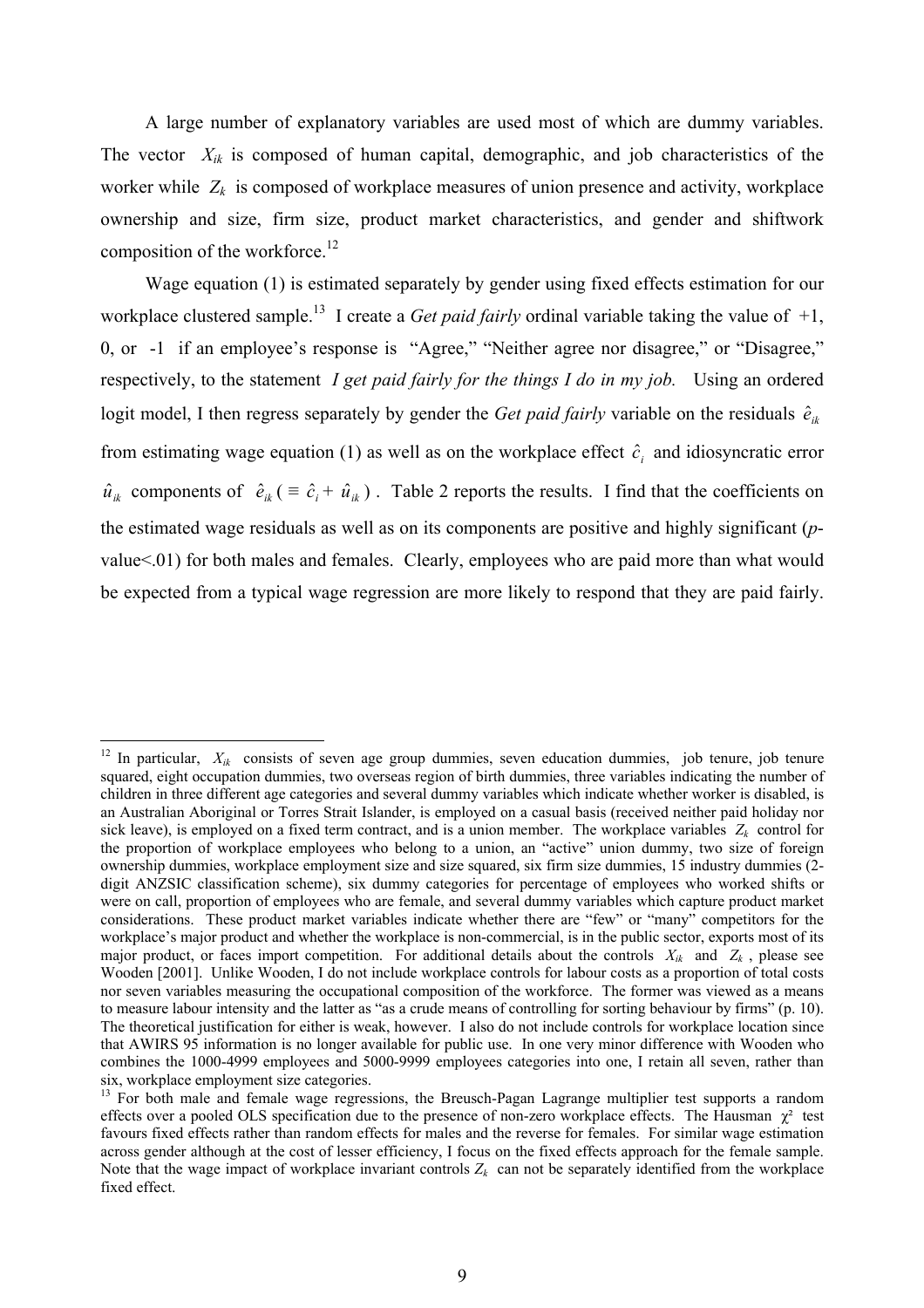A large number of explanatory variables are used most of which are dummy variables. The vector $X_{ik}$ is composed of human capital, demographic, and job characteristics of the worker while $Z_k$ is composed of workplace measures of union presence and activity, workplace ownership and size, firm size, product market characteristics, and gender and shiftwork composition of the workforce.[12]

Wage equation (1) is estimated separately by gender using fixed effects estimation for our workplace clustered sample.[13] I create a *Get paid fairly* ordinal variable taking the value of +1, 0, or -1 if an employee's response is "Agree," "Neither agree nor disagree," or "Disagree," respectively, to the statement *I get paid fairly for the things I do in my job.* Using an ordered logit model, I then regress separately by gender the *Get paid fairly* variable on the residuals $\hat{e}_{ik}$ from estimating wage equation (1) as well as on the workplace effect $\hat{c}_i$ and idiosyncratic error $\hat{u}_{ik}$ components of $\hat{e}_{ik}$ ( $\equiv \hat{c}_i + \hat{u}_{ik}$ ) . Table 2 reports the results. I find that the coefficients on the estimated wage residuals as well as on its components are positive and highly significant (*p*-value<.01) for both males and females. Clearly, employees who are paid more than what would be expected from a typical wage regression are more likely to respond that they are paid fairly.

---

[12] In particular, $X_{ik}$ consists of seven age group dummies, seven education dummies, job tenure, job tenure squared, eight occupation dummies, two overseas region of birth dummies, three variables indicating the number of children in three different age categories and several dummy variables which indicate whether worker is disabled, is an Australian Aboriginal or Torres Strait Islander, is employed on a casual basis (received neither paid holiday nor sick leave), is employed on a fixed term contract, and is a union member. The workplace variables $Z_k$ control for the proportion of workplace employees who belong to a union, an "active" union dummy, two size of foreign ownership dummies, workplace employment size and size squared, six firm size dummies, 15 industry dummies (2-digit ANZSIC classification scheme), six dummy categories for percentage of employees who worked shifts or were on call, proportion of employees who are female, and several dummy variables which capture product market considerations. These product market variables indicate whether there are "few" or "many" competitors for the workplace's major product and whether the workplace is non-commercial, is in the public sector, exports most of its major product, or faces import competition. For additional details about the controls $X_{ik}$ and $Z_k$ , please see Wooden [2001]. Unlike Wooden, I do not include workplace controls for labour costs as a proportion of total costs nor seven variables measuring the occupational composition of the workforce. The former was viewed as a means to measure labour intensity and the latter as "as a crude means of controlling for sorting behaviour by firms" (p. 10). The theoretical justification for either is weak, however. I also do not include controls for workplace location since that AWIRS 95 information is no longer available for public use. In one very minor difference with Wooden who combines the 1000-4999 employees and 5000-9999 employees categories into one, I retain all seven, rather than six, workplace employment size categories.

[13] For both male and female wage regressions, the Breusch-Pagan Lagrange multiplier test supports a random effects over a pooled OLS specification due to the presence of non-zero workplace effects. The Hausman $\chi^2$ test favours fixed effects rather than random effects for males and the reverse for females. For similar wage estimation across gender although at the cost of lesser efficiency, I focus on the fixed effects approach for the female sample. Note that the wage impact of workplace invariant controls $Z_k$ can not be separately identified from the workplace fixed effect.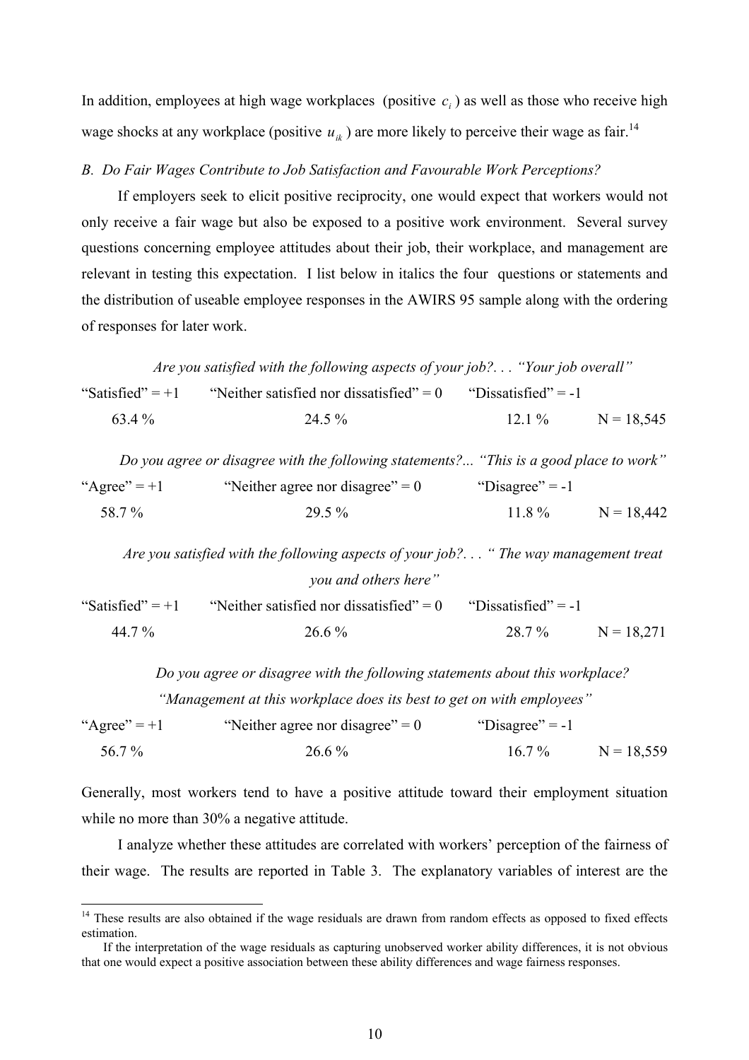In addition, employees at high wage workplaces (positive $c_i$) as well as those who receive high wage shocks at any workplace (positive $u_{ik}$) are more likely to perceive their wage as fair.[14]

*B. Do Fair Wages Contribute to Job Satisfaction and Favourable Work Perceptions?*

If employers seek to elicit positive reciprocity, one would expect that workers would not only receive a fair wage but also be exposed to a positive work environment. Several survey questions concerning employee attitudes about their job, their workplace, and management are relevant in testing this expectation. I list below in italics the four questions or statements and the distribution of useable employee responses in the AWIRS 95 sample along with the ordering of responses for later work.

*Are you satisfied with the following aspects of your job?. . . "Your job overall"*

| "Satisfied" = +1 | "Neither satisfied nor dissatisfied" = 0 | "Dissatisfied" = -1 | |
|---|---|---|---|
| 63.4 % | 24.5 % | 12.1 % | N = 18,545 |

*Do you agree or disagree with the following statements?... "This is a good place to work"*

| "Agree" = +1 | "Neither agree nor disagree" = 0 | "Disagree" = -1 | |
|---|---|---|---|
| 58.7 % | 29.5 % | 11.8 % | N = 18,442 |

*Are you satisfied with the following aspects of your job?. . . " The way management treat you and others here"*

| "Satisfied" = +1 | "Neither satisfied nor dissatisfied" = 0 | "Dissatisfied" = -1 | |
|---|---|---|---|
| 44.7 % | 26.6 % | 28.7 % | N = 18,271 |

*Do you agree or disagree with the following statements about this workplace? "Management at this workplace does its best to get on with employees"*

| "Agree" = +1 | "Neither agree nor disagree" = 0 | "Disagree" = -1 | |
|---|---|---|---|
| 56.7 % | 26.6 % | 16.7 % | N = 18,559 |

Generally, most workers tend to have a positive attitude toward their employment situation while no more than 30% a negative attitude.

I analyze whether these attitudes are correlated with workers' perception of the fairness of their wage. The results are reported in Table 3. The explanatory variables of interest are the

[14] These results are also obtained if the wage residuals are drawn from random effects as opposed to fixed effects estimation.

If the interpretation of the wage residuals as capturing unobserved worker ability differences, it is not obvious that one would expect a positive association between these ability differences and wage fairness responses.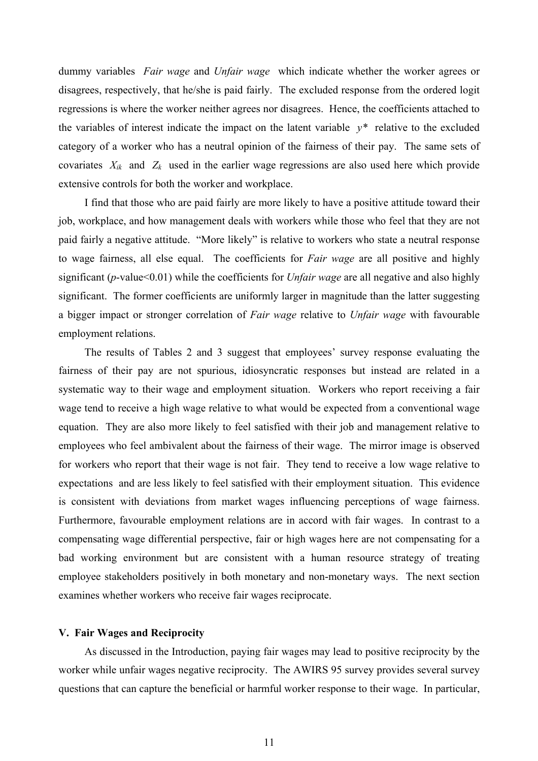dummy variables *Fair wage* and *Unfair wage* which indicate whether the worker agrees or disagrees, respectively, that he/she is paid fairly. The excluded response from the ordered logit regressions is where the worker neither agrees nor disagrees. Hence, the coefficients attached to the variables of interest indicate the impact on the latent variable $y^*$ relative to the excluded category of a worker who has a neutral opinion of the fairness of their pay. The same sets of covariates $X_{ik}$ and $Z_k$ used in the earlier wage regressions are also used here which provide extensive controls for both the worker and workplace.

I find that those who are paid fairly are more likely to have a positive attitude toward their job, workplace, and how management deals with workers while those who feel that they are not paid fairly a negative attitude. "More likely" is relative to workers who state a neutral response to wage fairness, all else equal. The coefficients for *Fair wage* are all positive and highly significant ($p$-value<0.01) while the coefficients for *Unfair wage* are all negative and also highly significant. The former coefficients are uniformly larger in magnitude than the latter suggesting a bigger impact or stronger correlation of *Fair wage* relative to *Unfair wage* with favourable employment relations.

The results of Tables 2 and 3 suggest that employees' survey response evaluating the fairness of their pay are not spurious, idiosyncratic responses but instead are related in a systematic way to their wage and employment situation. Workers who report receiving a fair wage tend to receive a high wage relative to what would be expected from a conventional wage equation. They are also more likely to feel satisfied with their job and management relative to employees who feel ambivalent about the fairness of their wage. The mirror image is observed for workers who report that their wage is not fair. They tend to receive a low wage relative to expectations and are less likely to feel satisfied with their employment situation. This evidence is consistent with deviations from market wages influencing perceptions of wage fairness. Furthermore, favourable employment relations are in accord with fair wages. In contrast to a compensating wage differential perspective, fair or high wages here are not compensating for a bad working environment but are consistent with a human resource strategy of treating employee stakeholders positively in both monetary and non-monetary ways. The next section examines whether workers who receive fair wages reciprocate.

## V. Fair Wages and Reciprocity

As discussed in the Introduction, paying fair wages may lead to positive reciprocity by the worker while unfair wages negative reciprocity. The AWIRS 95 survey provides several survey questions that can capture the beneficial or harmful worker response to their wage. In particular,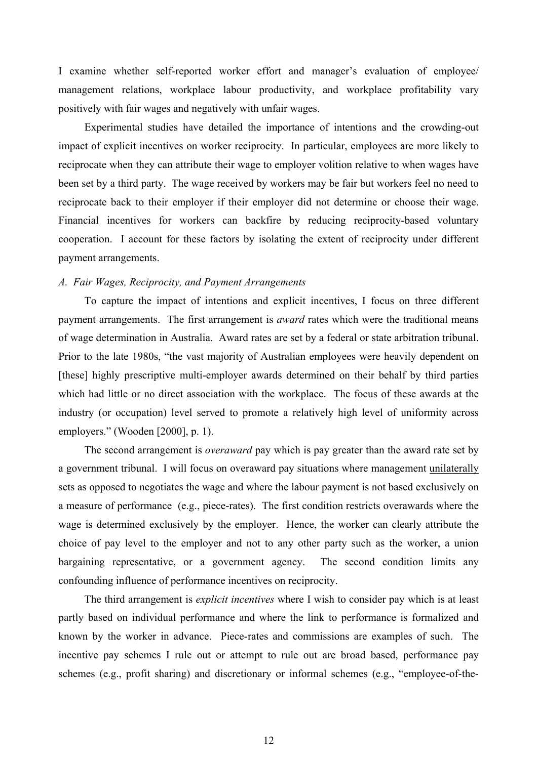I examine whether self-reported worker effort and manager's evaluation of employee/ management relations, workplace labour productivity, and workplace profitability vary positively with fair wages and negatively with unfair wages.

Experimental studies have detailed the importance of intentions and the crowding-out impact of explicit incentives on worker reciprocity. In particular, employees are more likely to reciprocate when they can attribute their wage to employer volition relative to when wages have been set by a third party. The wage received by workers may be fair but workers feel no need to reciprocate back to their employer if their employer did not determine or choose their wage. Financial incentives for workers can backfire by reducing reciprocity-based voluntary cooperation. I account for these factors by isolating the extent of reciprocity under different payment arrangements.

### *A. Fair Wages, Reciprocity, and Payment Arrangements*

To capture the impact of intentions and explicit incentives, I focus on three different payment arrangements. The first arrangement is *award* rates which were the traditional means of wage determination in Australia. Award rates are set by a federal or state arbitration tribunal. Prior to the late 1980s, "the vast majority of Australian employees were heavily dependent on [these] highly prescriptive multi-employer awards determined on their behalf by third parties which had little or no direct association with the workplace. The focus of these awards at the industry (or occupation) level served to promote a relatively high level of uniformity across employers." (Wooden [2000], p. 1).

The second arrangement is *overaward* pay which is pay greater than the award rate set by a government tribunal. I will focus on overaward pay situations where management <u>unilaterally</u> sets as opposed to negotiates the wage and where the labour payment is not based exclusively on a measure of performance (e.g., piece-rates). The first condition restricts overawards where the wage is determined exclusively by the employer. Hence, the worker can clearly attribute the choice of pay level to the employer and not to any other party such as the worker, a union bargaining representative, or a government agency. The second condition limits any confounding influence of performance incentives on reciprocity.

The third arrangement is *explicit incentives* where I wish to consider pay which is at least partly based on individual performance and where the link to performance is formalized and known by the worker in advance. Piece-rates and commissions are examples of such. The incentive pay schemes I rule out or attempt to rule out are broad based, performance pay schemes (e.g., profit sharing) and discretionary or informal schemes (e.g., "employee-of-the-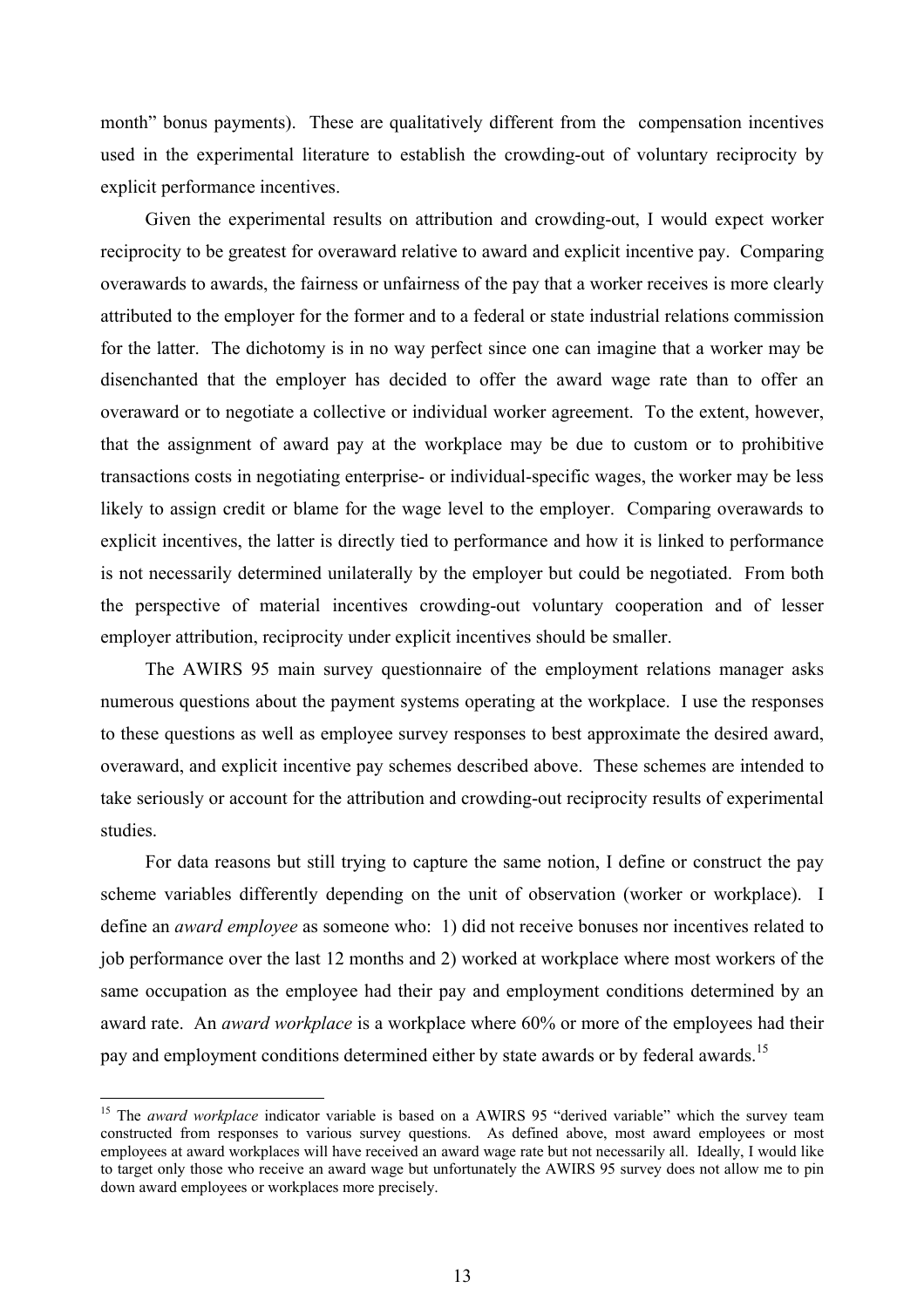month" bonus payments). These are qualitatively different from the compensation incentives used in the experimental literature to establish the crowding-out of voluntary reciprocity by explicit performance incentives.

Given the experimental results on attribution and crowding-out, I would expect worker reciprocity to be greatest for overaward relative to award and explicit incentive pay. Comparing overawards to awards, the fairness or unfairness of the pay that a worker receives is more clearly attributed to the employer for the former and to a federal or state industrial relations commission for the latter. The dichotomy is in no way perfect since one can imagine that a worker may be disenchanted that the employer has decided to offer the award wage rate than to offer an overaward or to negotiate a collective or individual worker agreement. To the extent, however, that the assignment of award pay at the workplace may be due to custom or to prohibitive transactions costs in negotiating enterprise- or individual-specific wages, the worker may be less likely to assign credit or blame for the wage level to the employer. Comparing overawards to explicit incentives, the latter is directly tied to performance and how it is linked to performance is not necessarily determined unilaterally by the employer but could be negotiated. From both the perspective of material incentives crowding-out voluntary cooperation and of lesser employer attribution, reciprocity under explicit incentives should be smaller.

The AWIRS 95 main survey questionnaire of the employment relations manager asks numerous questions about the payment systems operating at the workplace. I use the responses to these questions as well as employee survey responses to best approximate the desired award, overaward, and explicit incentive pay schemes described above. These schemes are intended to take seriously or account for the attribution and crowding-out reciprocity results of experimental studies.

For data reasons but still trying to capture the same notion, I define or construct the pay scheme variables differently depending on the unit of observation (worker or workplace). I define an *award employee* as someone who: 1) did not receive bonuses nor incentives related to job performance over the last 12 months and 2) worked at workplace where most workers of the same occupation as the employee had their pay and employment conditions determined by an award rate. An *award workplace* is a workplace where 60% or more of the employees had their pay and employment conditions determined either by state awards or by federal awards.[15]

---

[15] The *award workplace* indicator variable is based on a AWIRS 95 "derived variable" which the survey team constructed from responses to various survey questions. As defined above, most award employees or most employees at award workplaces will have received an award wage rate but not necessarily all. Ideally, I would like to target only those who receive an award wage but unfortunately the AWIRS 95 survey does not allow me to pin down award employees or workplaces more precisely.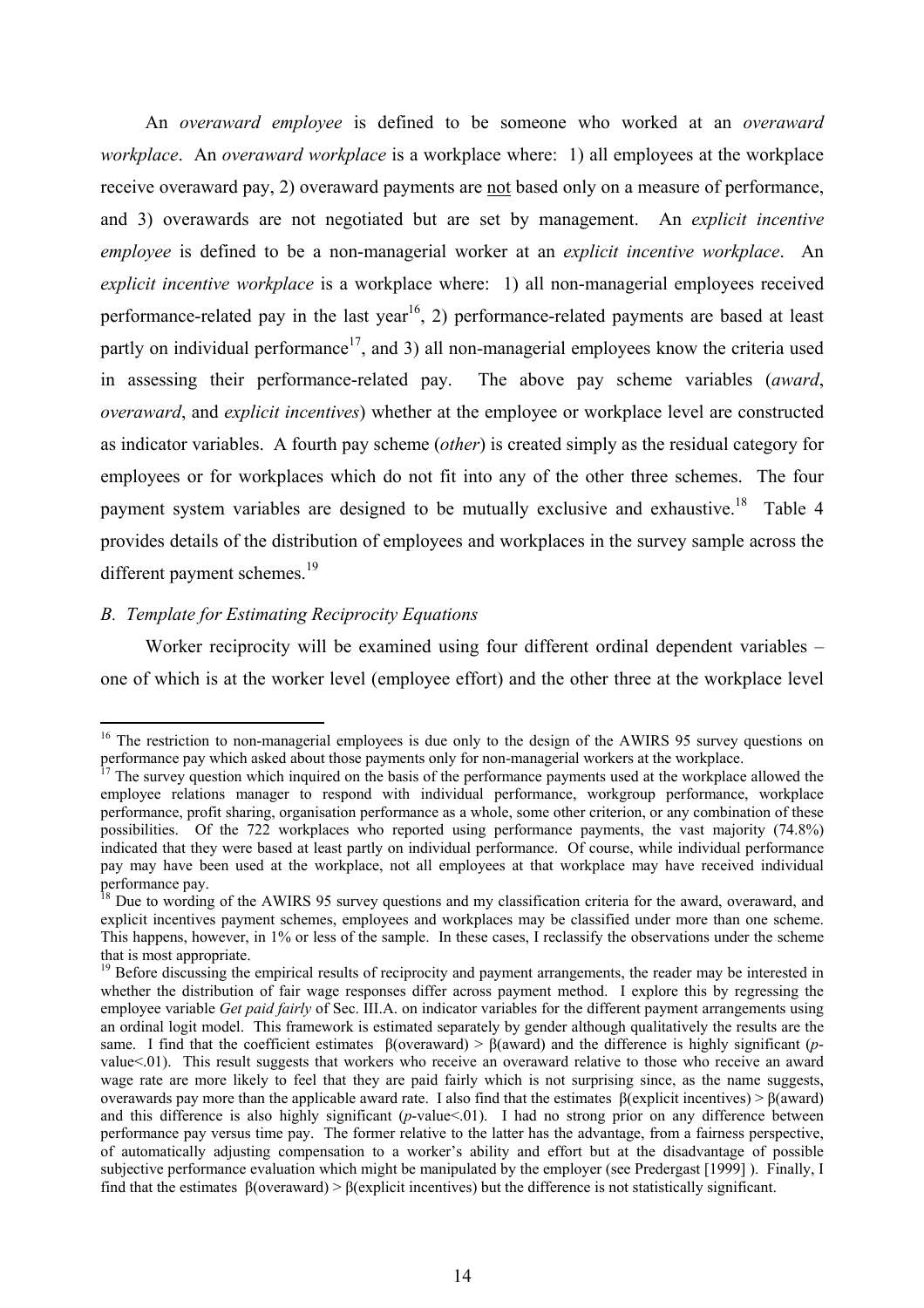An *overaward employee* is defined to be someone who worked at an *overaward workplace*. An *overaward workplace* is a workplace where: 1) all employees at the workplace receive overaward pay, 2) overaward payments are not based only on a measure of performance, and 3) overawards are not negotiated but are set by management. An *explicit incentive employee* is defined to be a non-managerial worker at an *explicit incentive workplace*. An *explicit incentive workplace* is a workplace where: 1) all non-managerial employees received performance-related pay in the last year[16], 2) performance-related payments are based at least partly on individual performance[17], and 3) all non-managerial employees know the criteria used in assessing their performance-related pay. The above pay scheme variables (*award*, *overaward*, and *explicit incentives*) whether at the employee or workplace level are constructed as indicator variables. A fourth pay scheme (*other*) is created simply as the residual category for employees or for workplaces which do not fit into any of the other three schemes. The four payment system variables are designed to be mutually exclusive and exhaustive.[18] Table 4 provides details of the distribution of employees and workplaces in the survey sample across the different payment schemes.[19]

### *B. Template for Estimating Reciprocity Equations*

Worker reciprocity will be examined using four different ordinal dependent variables – one of which is at the worker level (employee effort) and the other three at the workplace level

---

[16] The restriction to non-managerial employees is due only to the design of the AWIRS 95 survey questions on performance pay which asked about those payments only for non-managerial workers at the workplace.

[17] The survey question which inquired on the basis of the performance payments used at the workplace allowed the employee relations manager to respond with individual performance, workgroup performance, workplace performance, profit sharing, organisation performance as a whole, some other criterion, or any combination of these possibilities. Of the 722 workplaces who reported using performance payments, the vast majority (74.8%) indicated that they were based at least partly on individual performance. Of course, while individual performance pay may have been used at the workplace, not all employees at that workplace may have received individual performance pay.

[18] Due to wording of the AWIRS 95 survey questions and my classification criteria for the award, overaward, and explicit incentives payment schemes, employees and workplaces may be classified under more than one scheme. This happens, however, in 1% or less of the sample. In these cases, I reclassify the observations under the scheme that is most appropriate.

[19] Before discussing the empirical results of reciprocity and payment arrangements, the reader may be interested in whether the distribution of fair wage responses differ across payment method. I explore this by regressing the employee variable *Get paid fairly* of Sec. III.A. on indicator variables for the different payment arrangements using an ordinal logit model. This framework is estimated separately by gender although qualitatively the results are the same. I find that the coefficient estimates $\beta$(overaward) > $\beta$(award) and the difference is highly significant (*p*-value<.01). This result suggests that workers who receive an overaward relative to those who receive an award wage rate are more likely to feel that they are paid fairly which is not surprising since, as the name suggests, overawards pay more than the applicable award rate. I also find that the estimates $\beta$(explicit incentives) > $\beta$(award) and this difference is also highly significant (*p*-value<.01). I had no strong prior on any difference between performance pay versus time pay. The former relative to the latter has the advantage, from a fairness perspective, of automatically adjusting compensation to a worker's ability and effort but at the disadvantage of possible subjective performance evaluation which might be manipulated by the employer (see Predergast [1999] ). Finally, I find that the estimates $\beta$(overaward) > $\beta$(explicit incentives) but the difference is not statistically significant.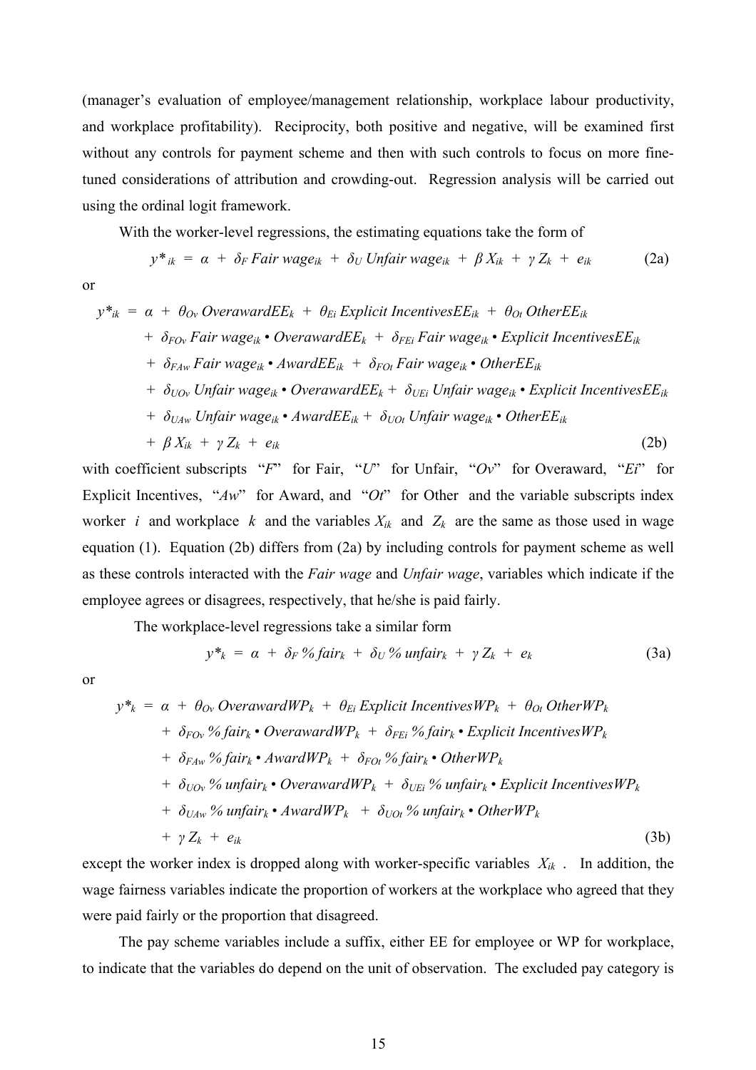(manager's evaluation of employee/management relationship, workplace labour productivity, and workplace profitability). Reciprocity, both positive and negative, will be examined first without any controls for payment scheme and then with such controls to focus on more fine-tuned considerations of attribution and crowding-out. Regression analysis will be carried out using the ordinal logit framework.

With the worker-level regressions, the estimating equations take the form of

$$y^*_{ik} = \alpha + \delta_F \, \textit{Fair wage}_{ik} + \delta_U \, \textit{Unfair wage}_{ik} + \beta X_{ik} + \gamma Z_k + e_{ik} \tag{2a}$$

or

$$\begin{aligned} y^*_{ik} = \; & \alpha + \theta_{Ov} \, \textit{OverawardEE}_k + \theta_{Ei} \, \textit{Explicit IncentivesEE}_{ik} + \theta_{Ot} \, \textit{OtherEE}_{ik} \\ & + \delta_{FOv} \, \textit{Fair wage}_{ik} \bullet \textit{OverawardEE}_k + \delta_{FEi} \, \textit{Fair wage}_{ik} \bullet \textit{Explicit IncentivesEE}_{ik} \\ & + \delta_{FAw} \, \textit{Fair wage}_{ik} \bullet \textit{AwardEE}_{ik} + \delta_{FOt} \, \textit{Fair wage}_{ik} \bullet \textit{OtherEE}_{ik} \\ & + \delta_{UOv} \, \textit{Unfair wage}_{ik} \bullet \textit{OverawardEE}_k + \delta_{UEi} \, \textit{Unfair wage}_{ik} \bullet \textit{Explicit IncentivesEE}_{ik} \\ & + \delta_{UAw} \, \textit{Unfair wage}_{ik} \bullet \textit{AwardEE}_{ik} + \delta_{UOt} \, \textit{Unfair wage}_{ik} \bullet \textit{OtherEE}_{ik} \\ & + \beta X_{ik} + \gamma Z_k + e_{ik} \end{aligned} \tag{2b}$$

with coefficient subscripts "*F*" for Fair, "*U*" for Unfair, "*Ov*" for Overaward, "*Ei*" for Explicit Incentives, "*Aw*" for Award, and "*Ot*" for Other and the variable subscripts index worker $i$ and workplace $k$ and the variables $X_{ik}$ and $Z_k$ are the same as those used in wage equation (1). Equation (2b) differs from (2a) by including controls for payment scheme as well as these controls interacted with the *Fair wage* and *Unfair wage*, variables which indicate if the employee agrees or disagrees, respectively, that he/she is paid fairly.

The workplace-level regressions take a similar form

$$y^*_k = \alpha + \delta_F \, \% \, \textit{fair}_k + \delta_U \, \% \, \textit{unfair}_k + \gamma Z_k + e_k \tag{3a}$$

or

$$\begin{aligned} y^*_k = \; & \alpha + \theta_{Ov} \, \textit{OverawardWP}_k + \theta_{Ei} \, \textit{Explicit IncentivesWP}_k + \theta_{Ot} \, \textit{OtherWP}_k \\ & + \delta_{FOv} \, \% \, \textit{fair}_k \bullet \textit{OverawardWP}_k + \delta_{FEi} \, \% \, \textit{fair}_k \bullet \textit{Explicit IncentivesWP}_k \\ & + \delta_{FAw} \, \% \, \textit{fair}_k \bullet \textit{AwardWP}_k + \delta_{FOt} \, \% \, \textit{fair}_k \bullet \textit{OtherWP}_k \\ & + \delta_{UOv} \, \% \, \textit{unfair}_k \bullet \textit{OverawardWP}_k + \delta_{UEi} \, \% \, \textit{unfair}_k \bullet \textit{Explicit IncentivesWP}_k \\ & + \delta_{UAw} \, \% \, \textit{unfair}_k \bullet \textit{AwardWP}_k + \delta_{UOt} \, \% \, \textit{unfair}_k \bullet \textit{OtherWP}_k \\ & + \gamma Z_k + e_{ik} \end{aligned} \tag{3b}$$

except the worker index is dropped along with worker-specific variables $X_{ik}$ . In addition, the wage fairness variables indicate the proportion of workers at the workplace who agreed that they were paid fairly or the proportion that disagreed.

The pay scheme variables include a suffix, either EE for employee or WP for workplace, to indicate that the variables do depend on the unit of observation. The excluded pay category is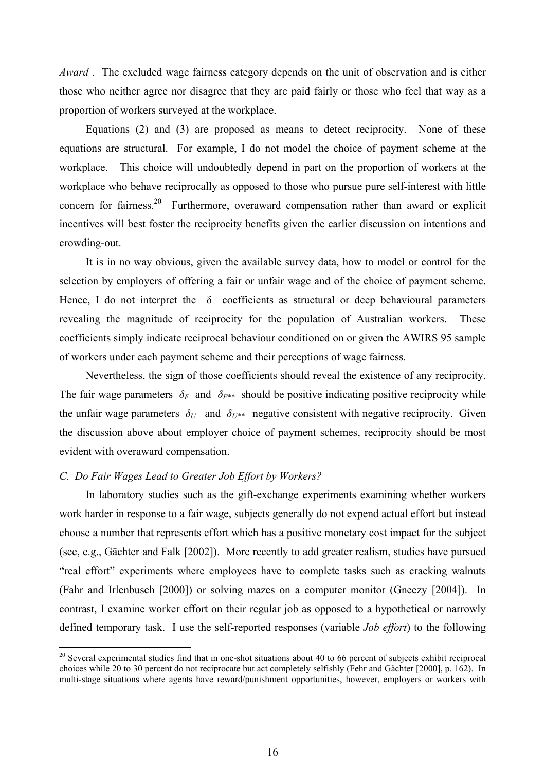*Award* . The excluded wage fairness category depends on the unit of observation and is either those who neither agree nor disagree that they are paid fairly or those who feel that way as a proportion of workers surveyed at the workplace.

Equations (2) and (3) are proposed as means to detect reciprocity. None of these equations are structural. For example, I do not model the choice of payment scheme at the workplace. This choice will undoubtedly depend in part on the proportion of workers at the workplace who behave reciprocally as opposed to those who pursue pure self-interest with little concern for fairness.[20] Furthermore, overaward compensation rather than award or explicit incentives will best foster the reciprocity benefits given the earlier discussion on intentions and crowding-out.

It is in no way obvious, given the available survey data, how to model or control for the selection by employers of offering a fair or unfair wage and of the choice of payment scheme. Hence, I do not interpret the $\delta$ coefficients as structural or deep behavioural parameters revealing the magnitude of reciprocity for the population of Australian workers. These coefficients simply indicate reciprocal behaviour conditioned on or given the AWIRS 95 sample of workers under each payment scheme and their perceptions of wage fairness.

Nevertheless, the sign of those coefficients should reveal the existence of any reciprocity. The fair wage parameters $\delta_F$ and $\delta_{F^{**}}$ should be positive indicating positive reciprocity while the unfair wage parameters $\delta_U$ and $\delta_{U^{**}}$ negative consistent with negative reciprocity. Given the discussion above about employer choice of payment schemes, reciprocity should be most evident with overaward compensation.

### *C. Do Fair Wages Lead to Greater Job Effort by Workers?*

In laboratory studies such as the gift-exchange experiments examining whether workers work harder in response to a fair wage, subjects generally do not expend actual effort but instead choose a number that represents effort which has a positive monetary cost impact for the subject (see, e.g., Gächter and Falk [2002]). More recently to add greater realism, studies have pursued "real effort" experiments where employees have to complete tasks such as cracking walnuts (Fahr and Irlenbusch [2000]) or solving mazes on a computer monitor (Gneezy [2004]). In contrast, I examine worker effort on their regular job as opposed to a hypothetical or narrowly defined temporary task. I use the self-reported responses (variable *Job effort*) to the following

[20] Several experimental studies find that in one-shot situations about 40 to 66 percent of subjects exhibit reciprocal choices while 20 to 30 percent do not reciprocate but act completely selfishly (Fehr and Gächter [2000], p. 162). In multi-stage situations where agents have reward/punishment opportunities, however, employers or workers with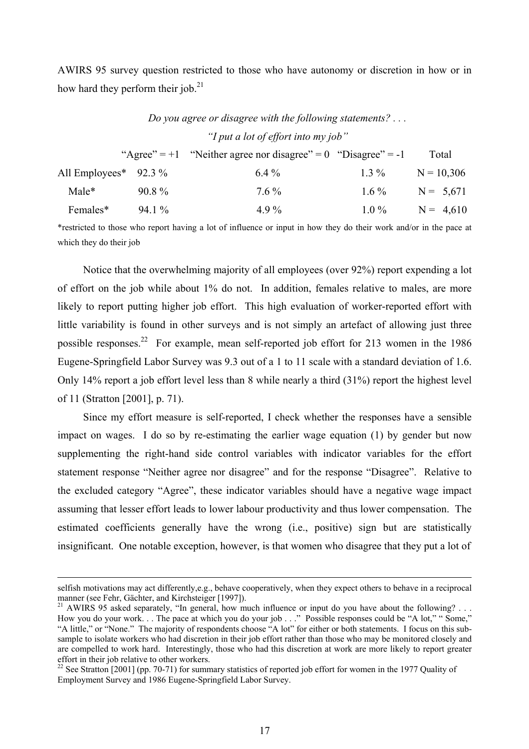AWIRS 95 survey question restricted to those who have autonomy or discretion in how or in how hard they perform their job.[21]

*Do you agree or disagree with the following statements? . . .*

*"I put a lot of effort into my job"*

| | "Agree" = +1 | "Neither agree nor disagree" = 0 | "Disagree" = -1 | Total |
|---|---|---|---|---|
| All Employees* | 92.3 % | 6.4 % | 1.3 % | N = 10,306 |
| Male* | 90.8 % | 7.6 % | 1.6 % | N = 5,671 |
| Females* | 94.1 % | 4.9 % | 1.0 % | N = 4,610 |

*restricted to those who report having a lot of influence or input in how they do their work and/or in the pace at which they do their job

Notice that the overwhelming majority of all employees (over 92%) report expending a lot of effort on the job while about 1% do not. In addition, females relative to males, are more likely to report putting higher job effort. This high evaluation of worker-reported effort with little variability is found in other surveys and is not simply an artefact of allowing just three possible responses.[22] For example, mean self-reported job effort for 213 women in the 1986 Eugene-Springfield Labor Survey was 9.3 out of a 1 to 11 scale with a standard deviation of 1.6. Only 14% report a job effort level less than 8 while nearly a third (31%) report the highest level of 11 (Stratton [2001], p. 71).

Since my effort measure is self-reported, I check whether the responses have a sensible impact on wages. I do so by re-estimating the earlier wage equation (1) by gender but now supplementing the right-hand side control variables with indicator variables for the effort statement response "Neither agree nor disagree" and for the response "Disagree". Relative to the excluded category "Agree", these indicator variables should have a negative wage impact assuming that lesser effort leads to lower labour productivity and thus lower compensation. The estimated coefficients generally have the wrong (i.e., positive) sign but are statistically insignificant. One notable exception, however, is that women who disagree that they put a lot of

---

selfish motivations may act differently,e.g., behave cooperatively, when they expect others to behave in a reciprocal manner (see Fehr, Gächter, and Kirchsteiger [1997]).

[21] AWIRS 95 asked separately, "In general, how much influence or input do you have about the following? . . . How you do your work. . . The pace at which you do your job . . ." Possible responses could be "A lot," " Some," "A little," or "None." The majority of respondents choose "A lot" for either or both statements. I focus on this sub-sample to isolate workers who had discretion in their job effort rather than those who may be monitored closely and are compelled to work hard. Interestingly, those who had this discretion at work are more likely to report greater effort in their job relative to other workers.

[22] See Stratton [2001] (pp. 70-71) for summary statistics of reported job effort for women in the 1977 Quality of Employment Survey and 1986 Eugene-Springfield Labor Survey.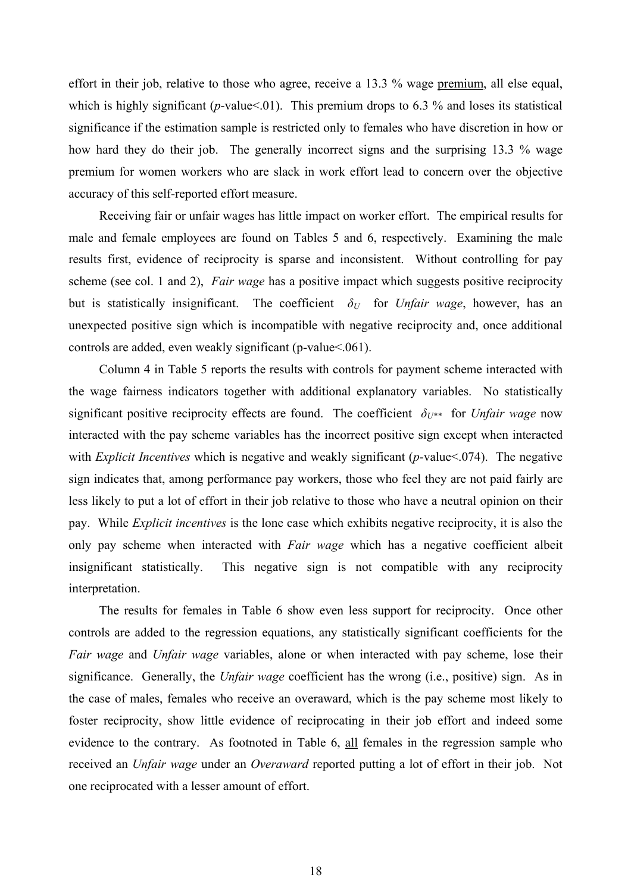effort in their job, relative to those who agree, receive a 13.3 % wage <u>premium</u>, all else equal, which is highly significant (*p*-value<.01). This premium drops to 6.3 % and loses its statistical significance if the estimation sample is restricted only to females who have discretion in how or how hard they do their job. The generally incorrect signs and the surprising 13.3 % wage premium for women workers who are slack in work effort lead to concern over the objective accuracy of this self-reported effort measure.

Receiving fair or unfair wages has little impact on worker effort. The empirical results for male and female employees are found on Tables 5 and 6, respectively. Examining the male results first, evidence of reciprocity is sparse and inconsistent. Without controlling for pay scheme (see col. 1 and 2), *Fair wage* has a positive impact which suggests positive reciprocity but is statistically insignificant. The coefficient $\delta_U$ for *Unfair wage*, however, has an unexpected positive sign which is incompatible with negative reciprocity and, once additional controls are added, even weakly significant (p-value<.061).

Column 4 in Table 5 reports the results with controls for payment scheme interacted with the wage fairness indicators together with additional explanatory variables. No statistically significant positive reciprocity effects are found. The coefficient $\delta_{U**}$ for *Unfair wage* now interacted with the pay scheme variables has the incorrect positive sign except when interacted with *Explicit Incentives* which is negative and weakly significant (*p*-value<.074). The negative sign indicates that, among performance pay workers, those who feel they are not paid fairly are less likely to put a lot of effort in their job relative to those who have a neutral opinion on their pay. While *Explicit incentives* is the lone case which exhibits negative reciprocity, it is also the only pay scheme when interacted with *Fair wage* which has a negative coefficient albeit insignificant statistically. This negative sign is not compatible with any reciprocity interpretation.

The results for females in Table 6 show even less support for reciprocity. Once other controls are added to the regression equations, any statistically significant coefficients for the *Fair wage* and *Unfair wage* variables, alone or when interacted with pay scheme, lose their significance. Generally, the *Unfair wage* coefficient has the wrong (i.e., positive) sign. As in the case of males, females who receive an overaward, which is the pay scheme most likely to foster reciprocity, show little evidence of reciprocating in their job effort and indeed some evidence to the contrary. As footnoted in Table 6, <u>all</u> females in the regression sample who received an *Unfair wage* under an *Overaward* reported putting a lot of effort in their job. Not one reciprocated with a lesser amount of effort.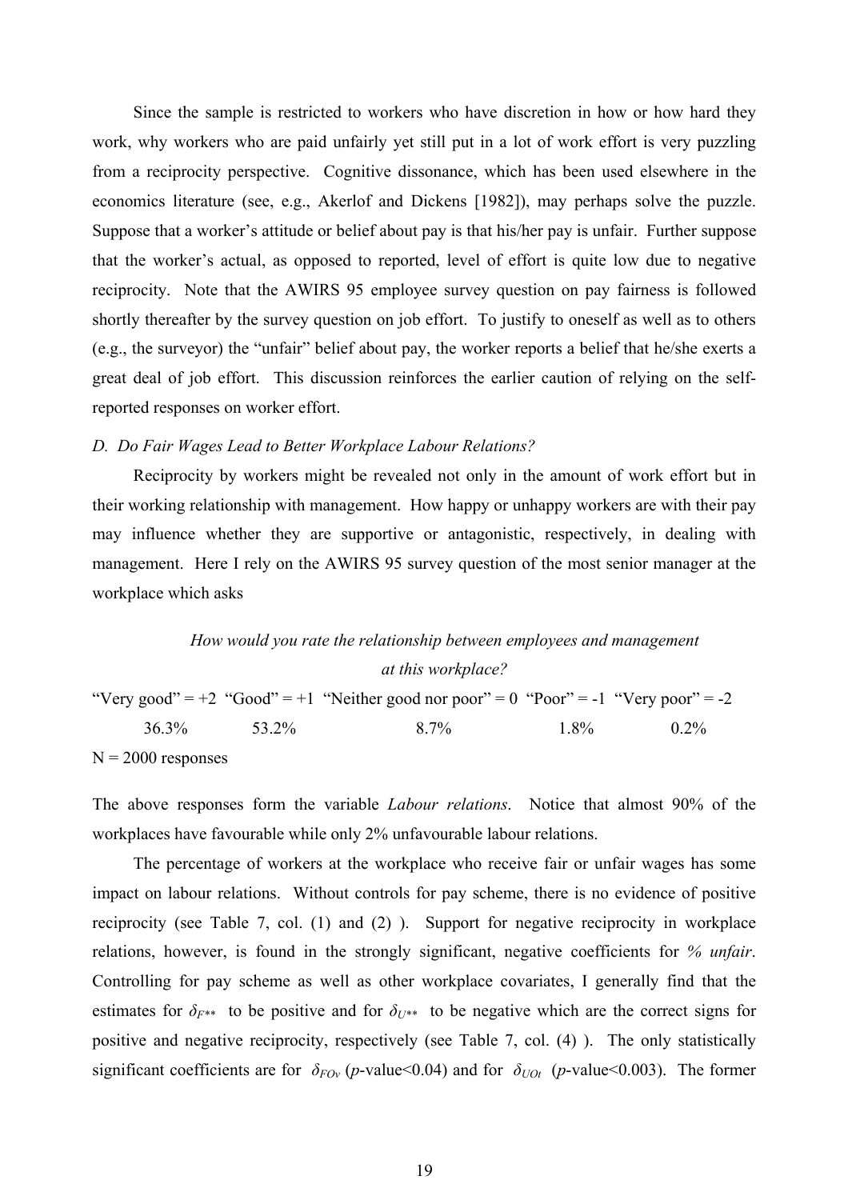Since the sample is restricted to workers who have discretion in how or how hard they work, why workers who are paid unfairly yet still put in a lot of work effort is very puzzling from a reciprocity perspective. Cognitive dissonance, which has been used elsewhere in the economics literature (see, e.g., Akerlof and Dickens [1982]), may perhaps solve the puzzle. Suppose that a worker's attitude or belief about pay is that his/her pay is unfair. Further suppose that the worker's actual, as opposed to reported, level of effort is quite low due to negative reciprocity. Note that the AWIRS 95 employee survey question on pay fairness is followed shortly thereafter by the survey question on job effort. To justify to oneself as well as to others (e.g., the surveyor) the "unfair" belief about pay, the worker reports a belief that he/she exerts a great deal of job effort. This discussion reinforces the earlier caution of relying on the self-reported responses on worker effort.

*D. Do Fair Wages Lead to Better Workplace Labour Relations?*

Reciprocity by workers might be revealed not only in the amount of work effort but in their working relationship with management. How happy or unhappy workers are with their pay may influence whether they are supportive or antagonistic, respectively, in dealing with management. Here I rely on the AWIRS 95 survey question of the most senior manager at the workplace which asks

*How would you rate the relationship between employees and management at this workplace?*

| "Very good" = +2 | "Good" = +1 | "Neither good nor poor" = 0 | "Poor" = -1 | "Very poor" = -2 |
|---|---|---|---|---|
| 36.3% | 53.2% | 8.7% | 1.8% | 0.2% |

N = 2000 responses

The above responses form the variable *Labour relations*. Notice that almost 90% of the workplaces have favourable while only 2% unfavourable labour relations.

The percentage of workers at the workplace who receive fair or unfair wages has some impact on labour relations. Without controls for pay scheme, there is no evidence of positive reciprocity (see Table 7, col. (1) and (2) ). Support for negative reciprocity in workplace relations, however, is found in the strongly significant, negative coefficients for *% unfair*. Controlling for pay scheme as well as other workplace covariates, I generally find that the estimates for $\delta_{F^{**}}$ to be positive and for $\delta_{U^{**}}$ to be negative which are the correct signs for positive and negative reciprocity, respectively (see Table 7, col. (4) ). The only statistically significant coefficients are for $\delta_{FOv}$ ($p$-value<0.04) and for $\delta_{UOt}$ ($p$-value<0.003). The former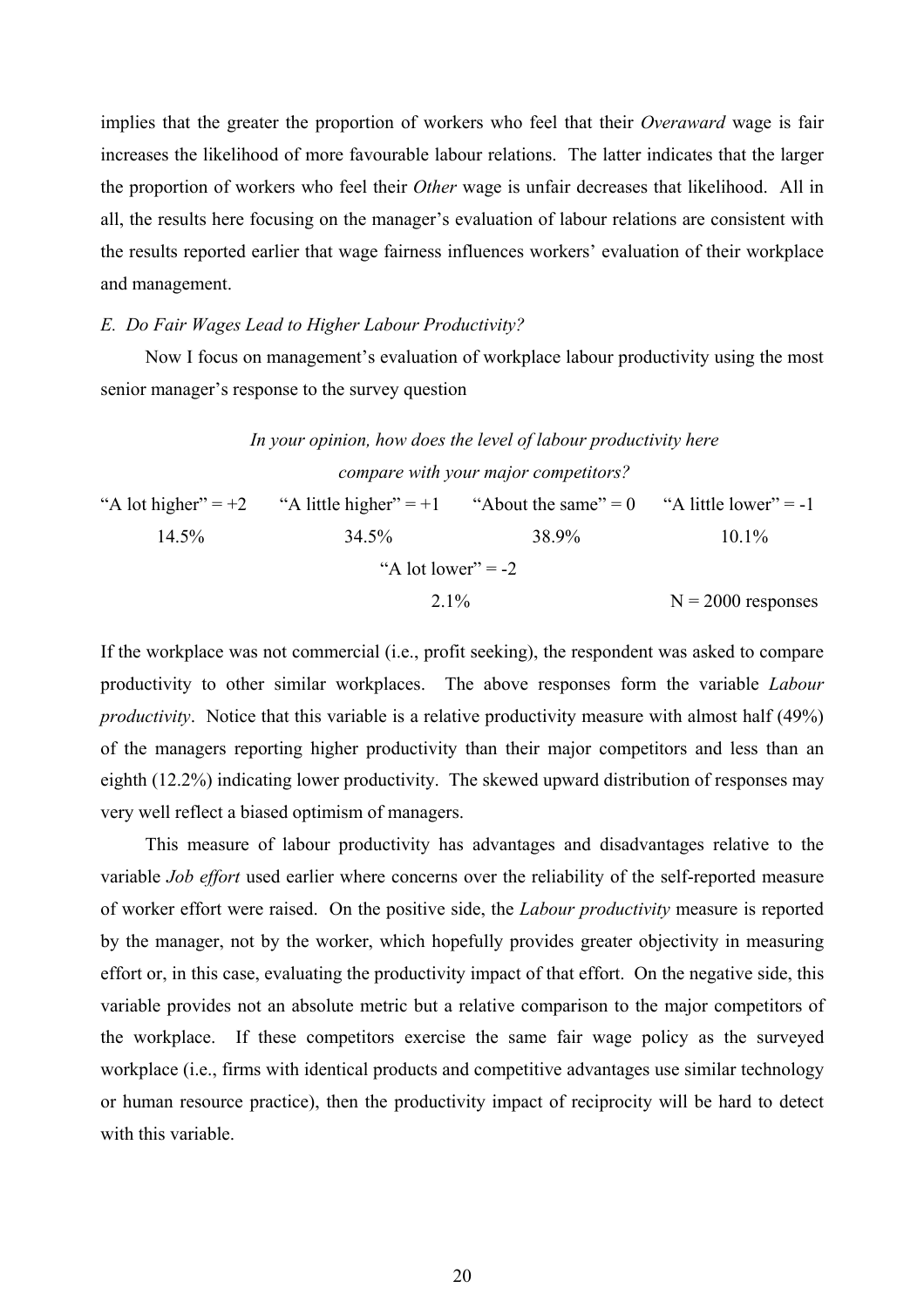implies that the greater the proportion of workers who feel that their *Overaward* wage is fair increases the likelihood of more favourable labour relations. The latter indicates that the larger the proportion of workers who feel their *Other* wage is unfair decreases that likelihood. All in all, the results here focusing on the manager's evaluation of labour relations are consistent with the results reported earlier that wage fairness influences workers' evaluation of their workplace and management.

*E. Do Fair Wages Lead to Higher Labour Productivity?*

Now I focus on management's evaluation of workplace labour productivity using the most senior manager's response to the survey question

*In your opinion, how does the level of labour productivity here compare with your major competitors?*

| "A lot higher" = +2 | "A little higher" = +1 | "About the same" = 0 | "A little lower" = -1 | "A lot lower" = -2 |
|---|---|---|---|---|
| 14.5% | 34.5% | 38.9% | 10.1% | 2.1% |

N = 2000 responses

If the workplace was not commercial (i.e., profit seeking), the respondent was asked to compare productivity to other similar workplaces. The above responses form the variable *Labour productivity*. Notice that this variable is a relative productivity measure with almost half (49%) of the managers reporting higher productivity than their major competitors and less than an eighth (12.2%) indicating lower productivity. The skewed upward distribution of responses may very well reflect a biased optimism of managers.

This measure of labour productivity has advantages and disadvantages relative to the variable *Job effort* used earlier where concerns over the reliability of the self-reported measure of worker effort were raised. On the positive side, the *Labour productivity* measure is reported by the manager, not by the worker, which hopefully provides greater objectivity in measuring effort or, in this case, evaluating the productivity impact of that effort. On the negative side, this variable provides not an absolute metric but a relative comparison to the major competitors of the workplace. If these competitors exercise the same fair wage policy as the surveyed workplace (i.e., firms with identical products and competitive advantages use similar technology or human resource practice), then the productivity impact of reciprocity will be hard to detect with this variable.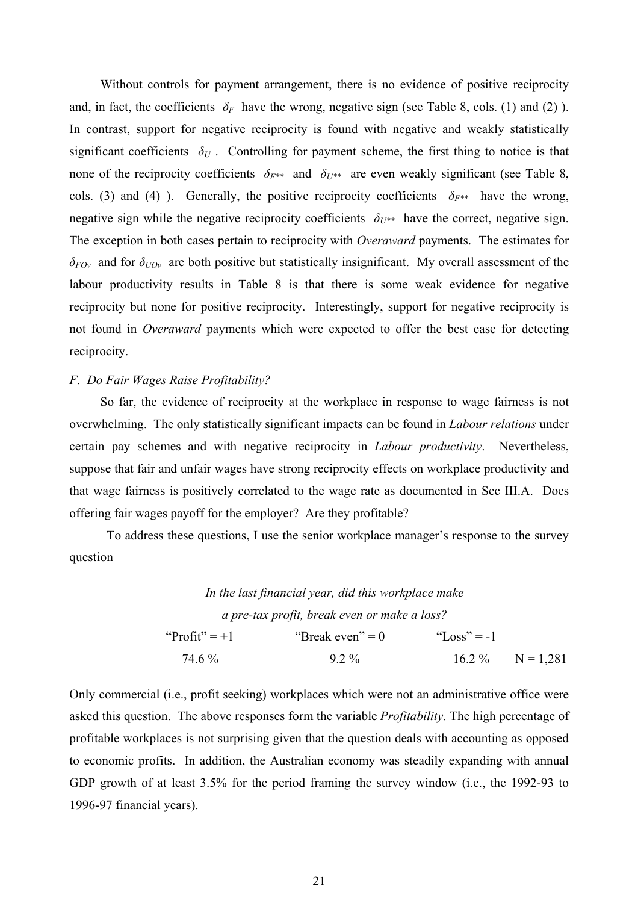Without controls for payment arrangement, there is no evidence of positive reciprocity and, in fact, the coefficients $\delta_F$ have the wrong, negative sign (see Table 8, cols. (1) and (2) ). In contrast, support for negative reciprocity is found with negative and weakly statistically significant coefficients $\delta_U$ . Controlling for payment scheme, the first thing to notice is that none of the reciprocity coefficients $\delta_{F**}$ and $\delta_{U**}$ are even weakly significant (see Table 8, cols. (3) and (4) ). Generally, the positive reciprocity coefficients $\delta_{F**}$ have the wrong, negative sign while the negative reciprocity coefficients $\delta_{U**}$ have the correct, negative sign. The exception in both cases pertain to reciprocity with *Overaward* payments. The estimates for $\delta_{FOv}$ and for $\delta_{UOv}$ are both positive but statistically insignificant. My overall assessment of the labour productivity results in Table 8 is that there is some weak evidence for negative reciprocity but none for positive reciprocity. Interestingly, support for negative reciprocity is not found in *Overaward* payments which were expected to offer the best case for detecting reciprocity.

*F. Do Fair Wages Raise Profitability?*

So far, the evidence of reciprocity at the workplace in response to wage fairness is not overwhelming. The only statistically significant impacts can be found in *Labour relations* under certain pay schemes and with negative reciprocity in *Labour productivity*. Nevertheless, suppose that fair and unfair wages have strong reciprocity effects on workplace productivity and that wage fairness is positively correlated to the wage rate as documented in Sec III.A. Does offering fair wages payoff for the employer? Are they profitable?

To address these questions, I use the senior workplace manager's response to the survey question

*In the last financial year, did this workplace make a pre-tax profit, break even or make a loss?*

| "Profit" = +1 | "Break even" = 0 | "Loss" = -1 | |
|---|---|---|---|
| 74.6 % | 9.2 % | 16.2 % | N = 1,281 |

Only commercial (i.e., profit seeking) workplaces which were not an administrative office were asked this question. The above responses form the variable *Profitability*. The high percentage of profitable workplaces is not surprising given that the question deals with accounting as opposed to economic profits. In addition, the Australian economy was steadily expanding with annual GDP growth of at least 3.5% for the period framing the survey window (i.e., the 1992-93 to 1996-97 financial years).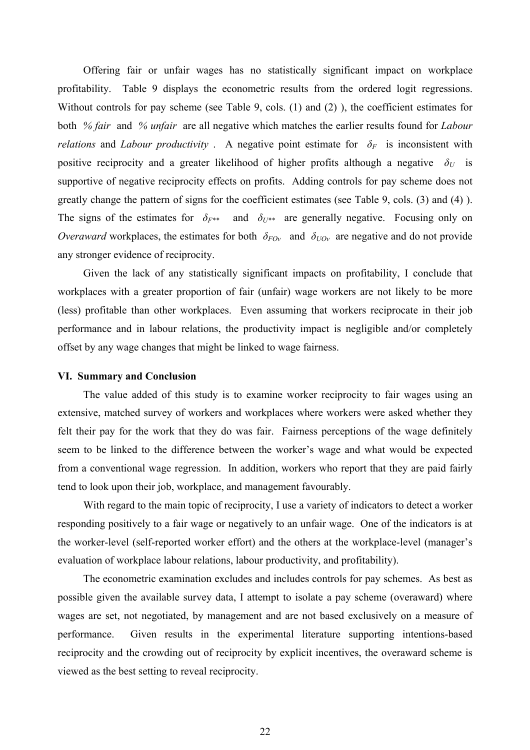Offering fair or unfair wages has no statistically significant impact on workplace profitability. Table 9 displays the econometric results from the ordered logit regressions. Without controls for pay scheme (see Table 9, cols. (1) and (2) ), the coefficient estimates for both *% fair* and *% unfair* are all negative which matches the earlier results found for *Labour relations* and *Labour productivity* . A negative point estimate for $\delta_F$ is inconsistent with positive reciprocity and a greater likelihood of higher profits although a negative $\delta_U$ is supportive of negative reciprocity effects on profits. Adding controls for pay scheme does not greatly change the pattern of signs for the coefficient estimates (see Table 9, cols. (3) and (4) ). The signs of the estimates for $\delta_{F**}$ and $\delta_{U**}$ are generally negative. Focusing only on *Overaward* workplaces, the estimates for both $\delta_{FOv}$ and $\delta_{UOv}$ are negative and do not provide any stronger evidence of reciprocity.

Given the lack of any statistically significant impacts on profitability, I conclude that workplaces with a greater proportion of fair (unfair) wage workers are not likely to be more (less) profitable than other workplaces. Even assuming that workers reciprocate in their job performance and in labour relations, the productivity impact is negligible and/or completely offset by any wage changes that might be linked to wage fairness.

## VI. Summary and Conclusion

The value added of this study is to examine worker reciprocity to fair wages using an extensive, matched survey of workers and workplaces where workers were asked whether they felt their pay for the work that they do was fair. Fairness perceptions of the wage definitely seem to be linked to the difference between the worker's wage and what would be expected from a conventional wage regression. In addition, workers who report that they are paid fairly tend to look upon their job, workplace, and management favourably.

With regard to the main topic of reciprocity, I use a variety of indicators to detect a worker responding positively to a fair wage or negatively to an unfair wage. One of the indicators is at the worker-level (self-reported worker effort) and the others at the workplace-level (manager's evaluation of workplace labour relations, labour productivity, and profitability).

The econometric examination excludes and includes controls for pay schemes. As best as possible given the available survey data, I attempt to isolate a pay scheme (overaward) where wages are set, not negotiated, by management and are not based exclusively on a measure of performance. Given results in the experimental literature supporting intentions-based reciprocity and the crowding out of reciprocity by explicit incentives, the overaward scheme is viewed as the best setting to reveal reciprocity.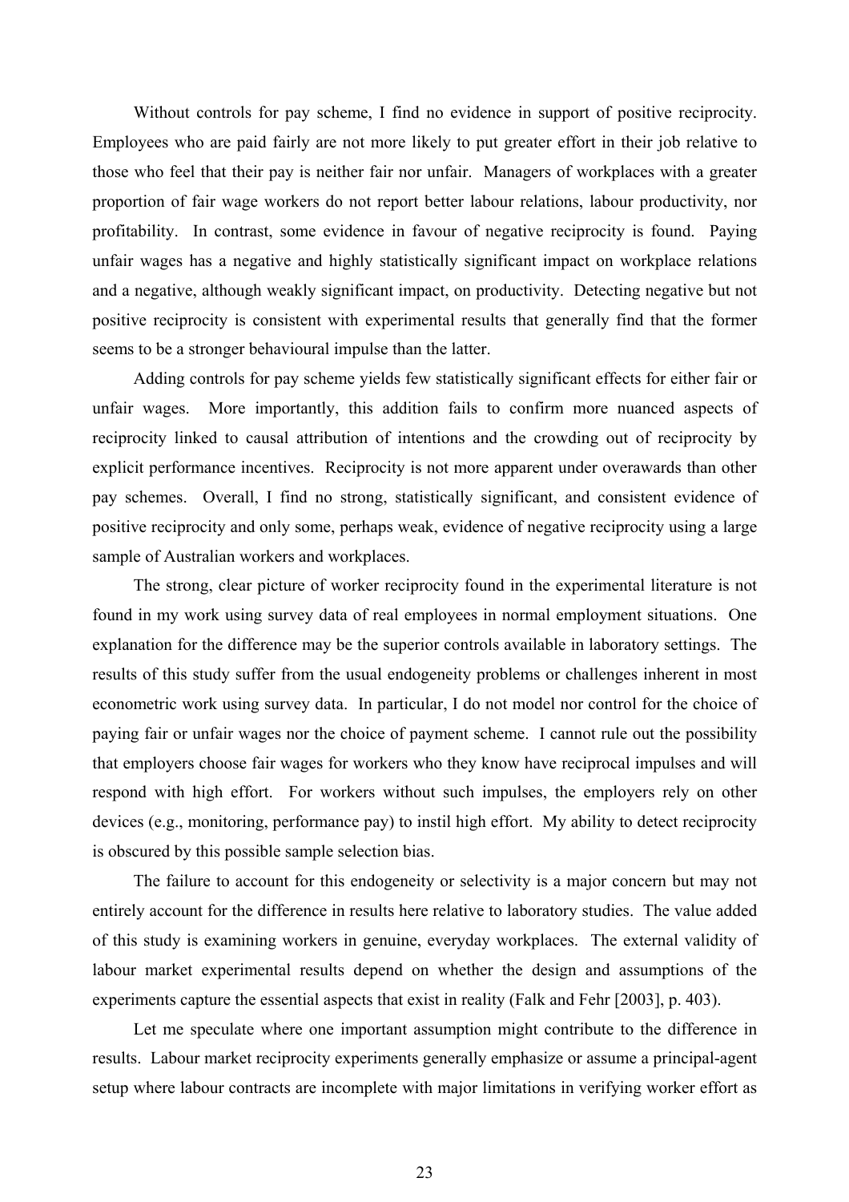Without controls for pay scheme, I find no evidence in support of positive reciprocity. Employees who are paid fairly are not more likely to put greater effort in their job relative to those who feel that their pay is neither fair nor unfair. Managers of workplaces with a greater proportion of fair wage workers do not report better labour relations, labour productivity, nor profitability. In contrast, some evidence in favour of negative reciprocity is found. Paying unfair wages has a negative and highly statistically significant impact on workplace relations and a negative, although weakly significant impact, on productivity. Detecting negative but not positive reciprocity is consistent with experimental results that generally find that the former seems to be a stronger behavioural impulse than the latter.

Adding controls for pay scheme yields few statistically significant effects for either fair or unfair wages. More importantly, this addition fails to confirm more nuanced aspects of reciprocity linked to causal attribution of intentions and the crowding out of reciprocity by explicit performance incentives. Reciprocity is not more apparent under overawards than other pay schemes. Overall, I find no strong, statistically significant, and consistent evidence of positive reciprocity and only some, perhaps weak, evidence of negative reciprocity using a large sample of Australian workers and workplaces.

The strong, clear picture of worker reciprocity found in the experimental literature is not found in my work using survey data of real employees in normal employment situations. One explanation for the difference may be the superior controls available in laboratory settings. The results of this study suffer from the usual endogeneity problems or challenges inherent in most econometric work using survey data. In particular, I do not model nor control for the choice of paying fair or unfair wages nor the choice of payment scheme. I cannot rule out the possibility that employers choose fair wages for workers who they know have reciprocal impulses and will respond with high effort. For workers without such impulses, the employers rely on other devices (e.g., monitoring, performance pay) to instil high effort. My ability to detect reciprocity is obscured by this possible sample selection bias.

The failure to account for this endogeneity or selectivity is a major concern but may not entirely account for the difference in results here relative to laboratory studies. The value added of this study is examining workers in genuine, everyday workplaces. The external validity of labour market experimental results depend on whether the design and assumptions of the experiments capture the essential aspects that exist in reality (Falk and Fehr [2003], p. 403).

Let me speculate where one important assumption might contribute to the difference in results. Labour market reciprocity experiments generally emphasize or assume a principal-agent setup where labour contracts are incomplete with major limitations in verifying worker effort as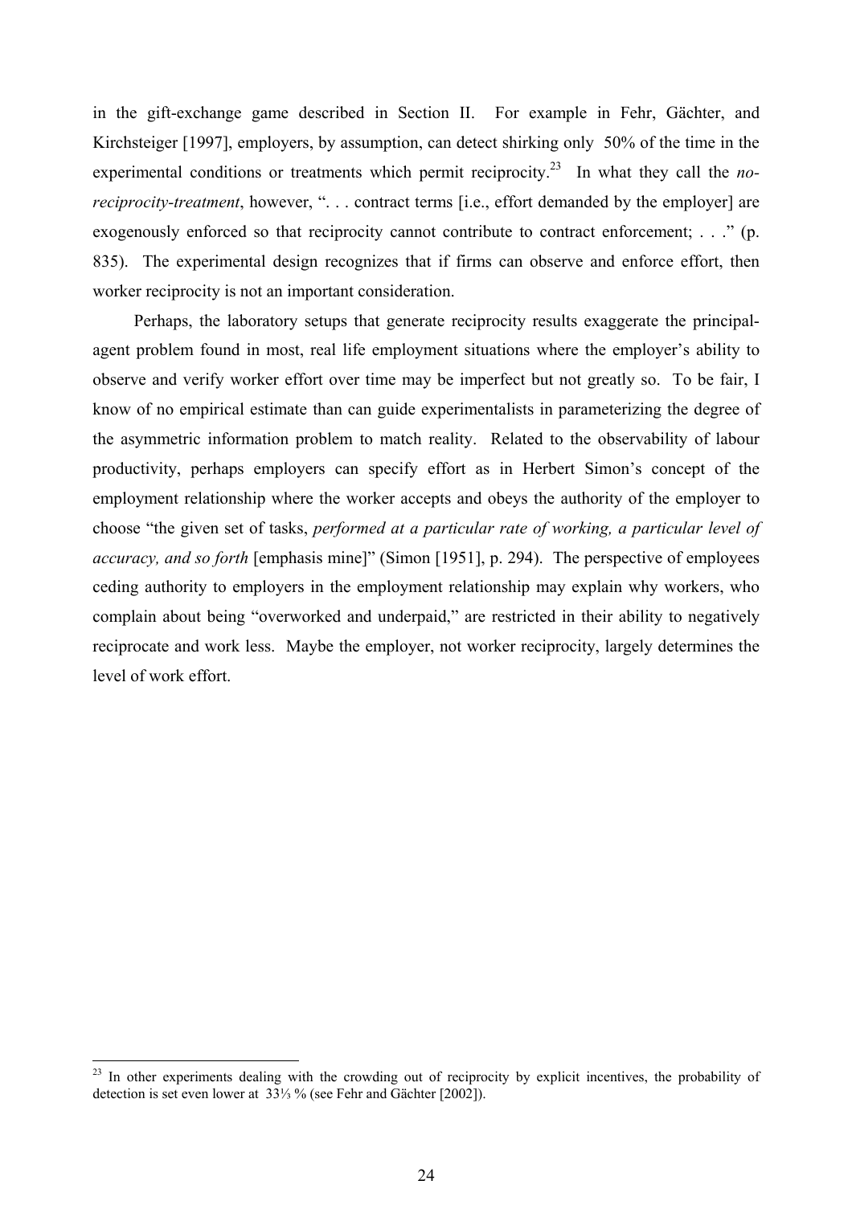in the gift-exchange game described in Section II. For example in Fehr, Gächter, and Kirchsteiger [1997], employers, by assumption, can detect shirking only 50% of the time in the experimental conditions or treatments which permit reciprocity.[23] In what they call the *no-reciprocity-treatment*, however, ". . . contract terms [i.e., effort demanded by the employer] are exogenously enforced so that reciprocity cannot contribute to contract enforcement; . . ." (p. 835). The experimental design recognizes that if firms can observe and enforce effort, then worker reciprocity is not an important consideration.

Perhaps, the laboratory setups that generate reciprocity results exaggerate the principal-agent problem found in most, real life employment situations where the employer's ability to observe and verify worker effort over time may be imperfect but not greatly so. To be fair, I know of no empirical estimate than can guide experimentalists in parameterizing the degree of the asymmetric information problem to match reality. Related to the observability of labour productivity, perhaps employers can specify effort as in Herbert Simon's concept of the employment relationship where the worker accepts and obeys the authority of the employer to choose "the given set of tasks, *performed at a particular rate of working, a particular level of accuracy, and so forth* [emphasis mine]" (Simon [1951], p. 294). The perspective of employees ceding authority to employers in the employment relationship may explain why workers, who complain about being "overworked and underpaid," are restricted in their ability to negatively reciprocate and work less. Maybe the employer, not worker reciprocity, largely determines the level of work effort.

---

[23] In other experiments dealing with the crowding out of reciprocity by explicit incentives, the probability of detection is set even lower at 33⅓ % (see Fehr and Gächter [2002]).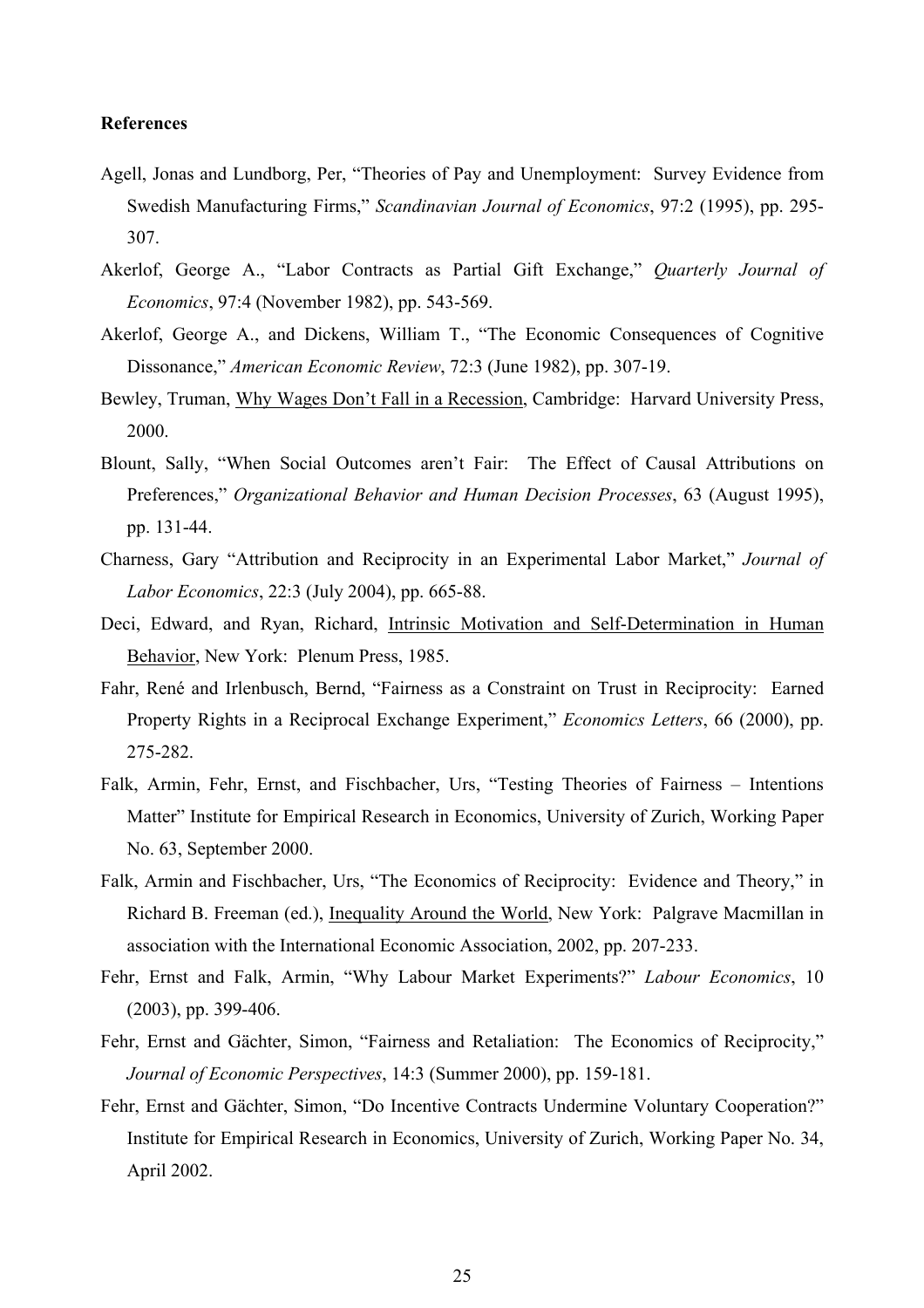**References**

Agell, Jonas and Lundborg, Per, "Theories of Pay and Unemployment: Survey Evidence from Swedish Manufacturing Firms," *Scandinavian Journal of Economics*, 97:2 (1995), pp. 295-307.

Akerlof, George A., "Labor Contracts as Partial Gift Exchange," *Quarterly Journal of Economics*, 97:4 (November 1982), pp. 543-569.

Akerlof, George A., and Dickens, William T., "The Economic Consequences of Cognitive Dissonance," *American Economic Review*, 72:3 (June 1982), pp. 307-19.

Bewley, Truman, <u>Why Wages Don't Fall in a Recession</u>, Cambridge: Harvard University Press, 2000.

Blount, Sally, "When Social Outcomes aren't Fair: The Effect of Causal Attributions on Preferences," *Organizational Behavior and Human Decision Processes*, 63 (August 1995), pp. 131-44.

Charness, Gary "Attribution and Reciprocity in an Experimental Labor Market," *Journal of Labor Economics*, 22:3 (July 2004), pp. 665-88.

Deci, Edward, and Ryan, Richard, <u>Intrinsic Motivation and Self-Determination in Human Behavior</u>, New York: Plenum Press, 1985.

Fahr, René and Irlenbusch, Bernd, "Fairness as a Constraint on Trust in Reciprocity: Earned Property Rights in a Reciprocal Exchange Experiment," *Economics Letters*, 66 (2000), pp. 275-282.

Falk, Armin, Fehr, Ernst, and Fischbacher, Urs, "Testing Theories of Fairness – Intentions Matter" Institute for Empirical Research in Economics, University of Zurich, Working Paper No. 63, September 2000.

Falk, Armin and Fischbacher, Urs, "The Economics of Reciprocity: Evidence and Theory," in Richard B. Freeman (ed.), <u>Inequality Around the World</u>, New York: Palgrave Macmillan in association with the International Economic Association, 2002, pp. 207-233.

Fehr, Ernst and Falk, Armin, "Why Labour Market Experiments?" *Labour Economics*, 10 (2003), pp. 399-406.

Fehr, Ernst and Gächter, Simon, "Fairness and Retaliation: The Economics of Reciprocity," *Journal of Economic Perspectives*, 14:3 (Summer 2000), pp. 159-181.

Fehr, Ernst and Gächter, Simon, "Do Incentive Contracts Undermine Voluntary Cooperation?" Institute for Empirical Research in Economics, University of Zurich, Working Paper No. 34, April 2002.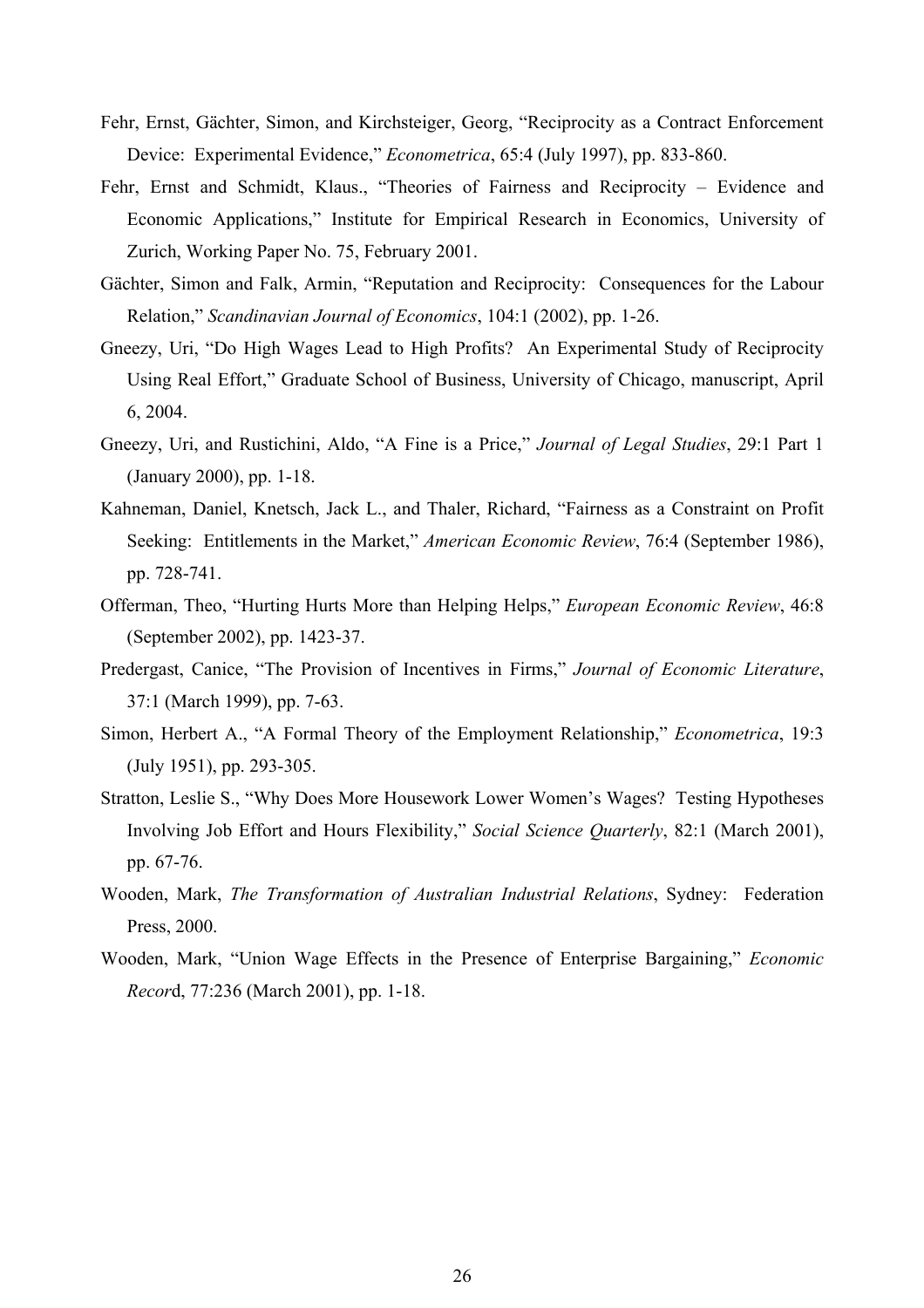Fehr, Ernst, Gächter, Simon, and Kirchsteiger, Georg, "Reciprocity as a Contract Enforcement Device: Experimental Evidence," *Econometrica*, 65:4 (July 1997), pp. 833-860.

Fehr, Ernst and Schmidt, Klaus., "Theories of Fairness and Reciprocity – Evidence and Economic Applications," Institute for Empirical Research in Economics, University of Zurich, Working Paper No. 75, February 2001.

Gächter, Simon and Falk, Armin, "Reputation and Reciprocity: Consequences for the Labour Relation," *Scandinavian Journal of Economics*, 104:1 (2002), pp. 1-26.

Gneezy, Uri, "Do High Wages Lead to High Profits? An Experimental Study of Reciprocity Using Real Effort," Graduate School of Business, University of Chicago, manuscript, April 6, 2004.

Gneezy, Uri, and Rustichini, Aldo, "A Fine is a Price," *Journal of Legal Studies*, 29:1 Part 1 (January 2000), pp. 1-18.

Kahneman, Daniel, Knetsch, Jack L., and Thaler, Richard, "Fairness as a Constraint on Profit Seeking: Entitlements in the Market," *American Economic Review*, 76:4 (September 1986), pp. 728-741.

Offerman, Theo, "Hurting Hurts More than Helping Helps," *European Economic Review*, 46:8 (September 2002), pp. 1423-37.

Predergast, Canice, "The Provision of Incentives in Firms," *Journal of Economic Literature*, 37:1 (March 1999), pp. 7-63.

Simon, Herbert A., "A Formal Theory of the Employment Relationship," *Econometrica*, 19:3 (July 1951), pp. 293-305.

Stratton, Leslie S., "Why Does More Housework Lower Women's Wages? Testing Hypotheses Involving Job Effort and Hours Flexibility," *Social Science Quarterly*, 82:1 (March 2001), pp. 67-76.

Wooden, Mark, *The Transformation of Australian Industrial Relations*, Sydney: Federation Press, 2000.

Wooden, Mark, "Union Wage Effects in the Presence of Enterprise Bargaining," *Economic Record*, 77:236 (March 2001), pp. 1-18.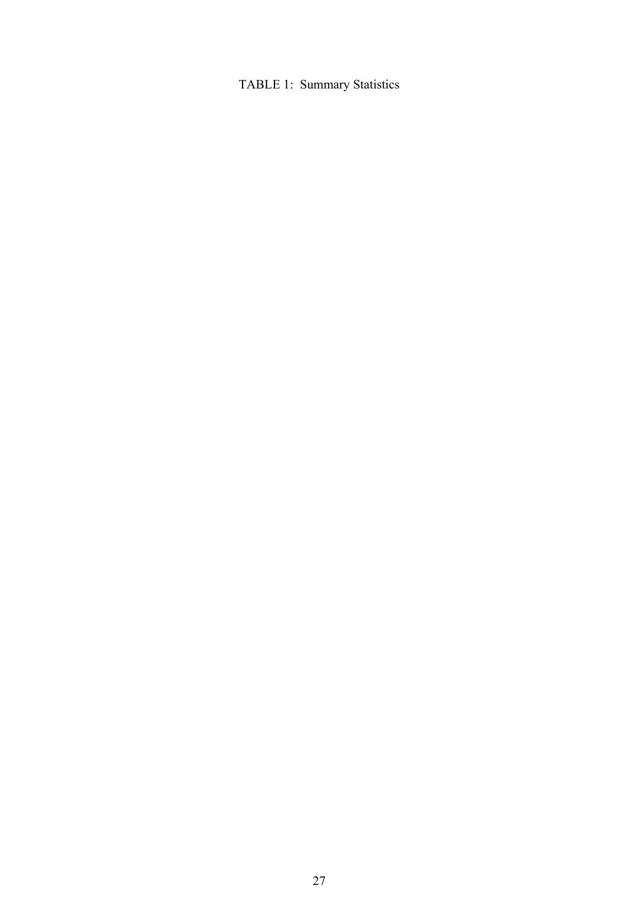TABLE 1: Summary Statistics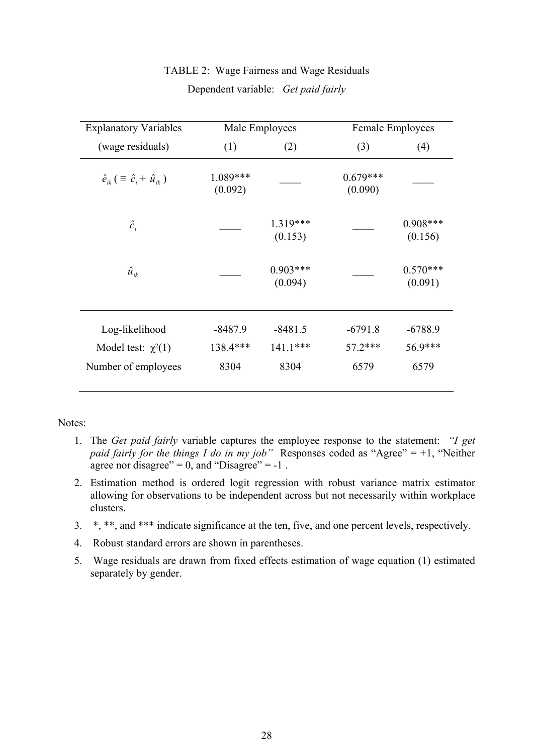TABLE 2: Wage Fairness and Wage Residuals

Dependent variable: *Get paid fairly*

| Explanatory Variables | Male Employees | | Female Employees | |
|---|---|---|---|---|
| (wage residuals) | (1) | (2) | (3) | (4) |
| $\hat{e}_{ik}$ ( $\equiv \hat{c}_i + \hat{u}_{ik}$ ) | 1.089*** (0.092) | ____ | 0.679*** (0.090) | ____ |
| $\hat{c}_i$ | ____ | 1.319*** (0.153) | ____ | 0.908*** (0.156) |
| $\hat{u}_{ik}$ | ____ | 0.903*** (0.094) | ____ | 0.570*** (0.091) |
| Log-likelihood | -8487.9 | -8481.5 | -6791.8 | -6788.9 |
| Model test: $\chi^2(1)$ | 138.4*** | 141.1*** | 57.2*** | 56.9*** |
| Number of employees | 8304 | 8304 | 6579 | 6579 |

Notes:

1. The *Get paid fairly* variable captures the employee response to the statement: *"I get paid fairly for the things I do in my job"* Responses coded as "Agree" = +1, "Neither agree nor disagree" = 0, and "Disagree" = -1 .
2. Estimation method is ordered logit regression with robust variance matrix estimator allowing for observations to be independent across but not necessarily within workplace clusters.
3. *, **, and *** indicate significance at the ten, five, and one percent levels, respectively.
4. Robust standard errors are shown in parentheses.
5. Wage residuals are drawn from fixed effects estimation of wage equation (1) estimated separately by gender.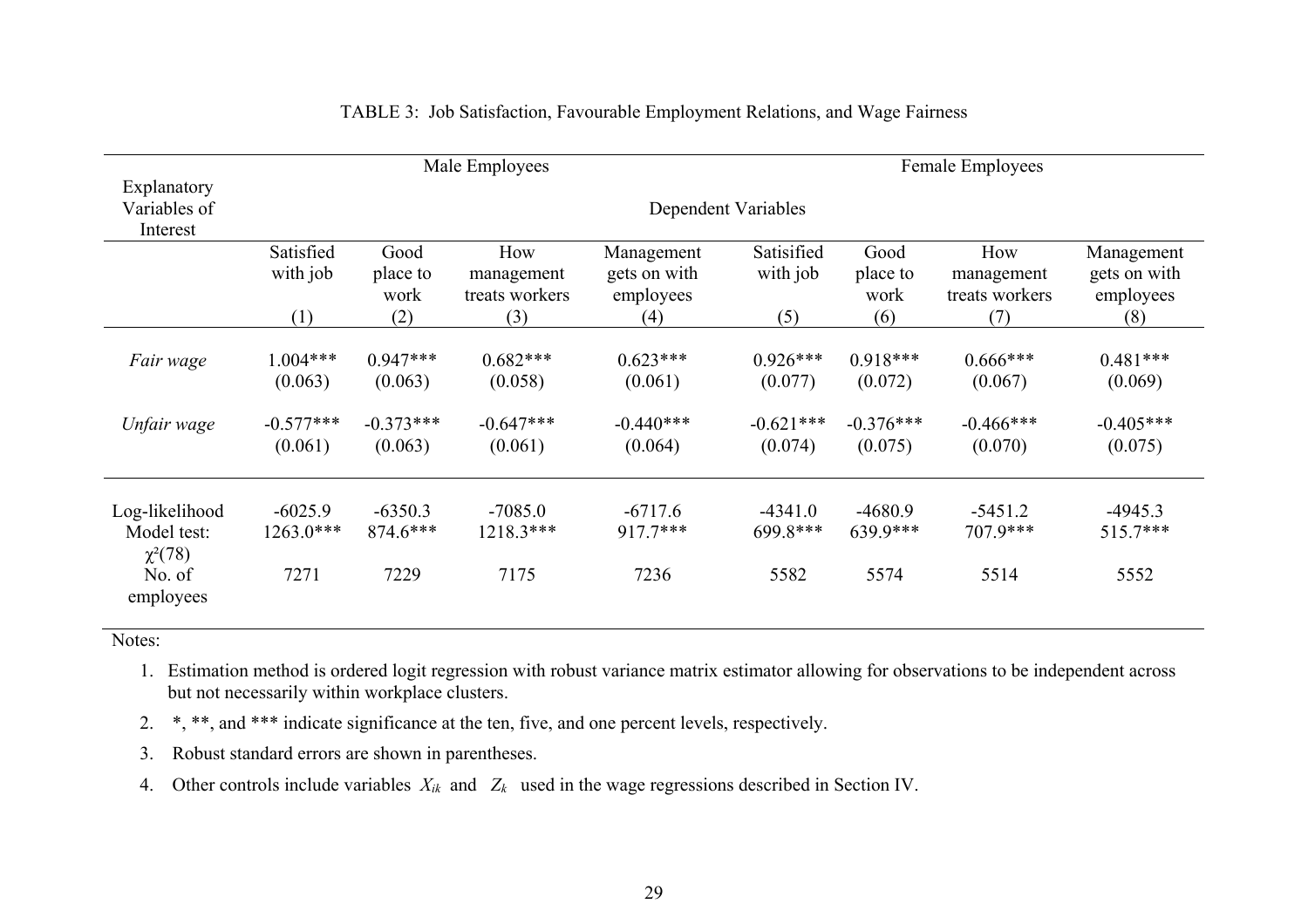TABLE 3: Job Satisfaction, Favourable Employment Relations, and Wage Fairness

| Explanatory Variables of Interest | Male Employees | | | | Female Employees | | | |
|---|---|---|---|---|---|---|---|---|
| | Dependent Variables | | | | | | | |
| | Satisfied with job (1) | Good place to work (2) | How management treats workers (3) | Management gets on with employees (4) | Satisified with job (5) | Good place to work (6) | How management treats workers (7) | Management gets on with employees (8) |
| *Fair wage* | 1.004*** | 0.947*** | 0.682*** | 0.623*** | 0.926*** | 0.918*** | 0.666*** | 0.481*** |
| | (0.063) | (0.063) | (0.058) | (0.061) | (0.077) | (0.072) | (0.067) | (0.069) |
| *Unfair wage* | -0.577*** | -0.373*** | -0.647*** | -0.440*** | -0.621*** | -0.376*** | -0.466*** | -0.405*** |
| | (0.061) | (0.063) | (0.061) | (0.064) | (0.074) | (0.075) | (0.070) | (0.075) |
| Log-likelihood | -6025.9 | -6350.3 | -7085.0 | -6717.6 | -4341.0 | -4680.9 | -5451.2 | -4945.3 |
| Model test: $\chi^2(78)$ | 1263.0*** | 874.6*** | 1218.3*** | 917.7*** | 699.8*** | 639.9*** | 707.9*** | 515.7*** |
| No. of employees | 7271 | 7229 | 7175 | 7236 | 5582 | 5574 | 5514 | 5552 |

Notes:

1. Estimation method is ordered logit regression with robust variance matrix estimator allowing for observations to be independent across but not necessarily within workplace clusters.
2. *, **, and *** indicate significance at the ten, five, and one percent levels, respectively.
3. Robust standard errors are shown in parentheses.
4. Other controls include variables $X_{ik}$ and $Z_k$ used in the wage regressions described in Section IV.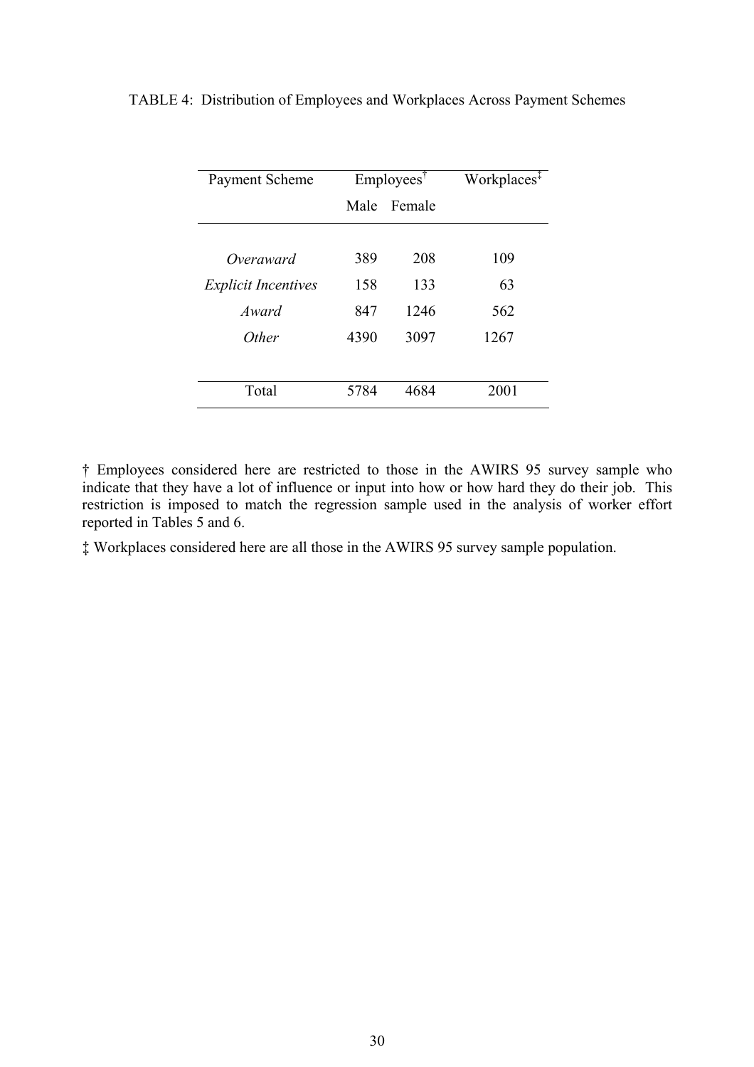TABLE 4: Distribution of Employees and Workplaces Across Payment Schemes

| Payment Scheme | Employees† | | Workplaces‡ |
|---|---|---|---|
| | Male | Female | |
| *Overaward* | 389 | 208 | 109 |
| *Explicit Incentives* | 158 | 133 | 63 |
| *Award* | 847 | 1246 | 562 |
| *Other* | 4390 | 3097 | 1267 |
| Total | 5784 | 4684 | 2001 |

† Employees considered here are restricted to those in the AWIRS 95 survey sample who indicate that they have a lot of influence or input into how or how hard they do their job. This restriction is imposed to match the regression sample used in the analysis of worker effort reported in Tables 5 and 6.

‡ Workplaces considered here are all those in the AWIRS 95 survey sample population.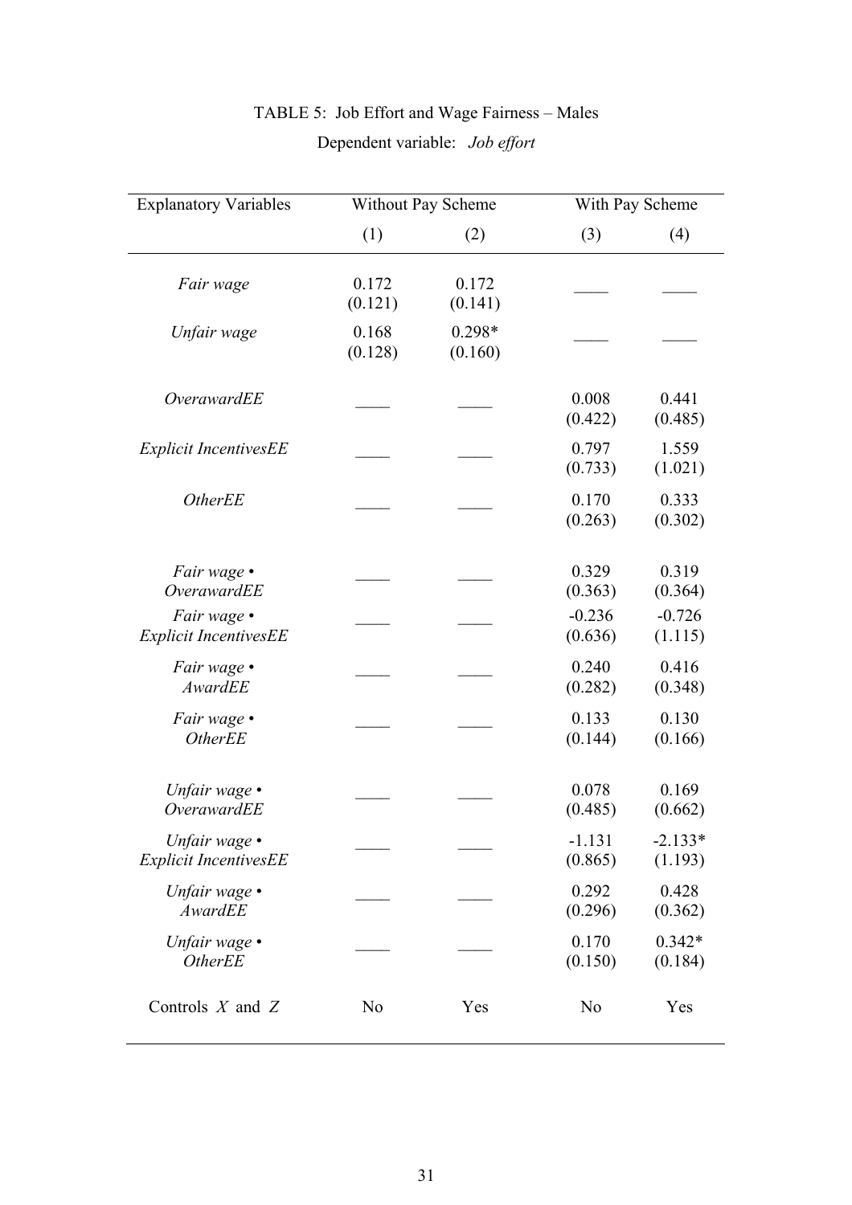TABLE 5: Job Effort and Wage Fairness – Males

Dependent variable: *Job effort*

| Explanatory Variables | Without Pay Scheme | | With Pay Scheme | |
|---|---|---|---|---|
| | (1) | (2) | (3) | (4) |
| *Fair wage* | 0.172<br>(0.121) | 0.172<br>(0.141) | ____ | ____ |
| *Unfair wage* | 0.168<br>(0.128) | 0.298*<br>(0.160) | ____ | ____ |
| *OverawardEE* | ____ | ____ | 0.008<br>(0.422) | 0.441<br>(0.485) |
| *Explicit IncentivesEE* | ____ | ____ | 0.797<br>(0.733) | 1.559<br>(1.021) |
| *OtherEE* | ____ | ____ | 0.170<br>(0.263) | 0.333<br>(0.302) |
| *Fair wage • OverawardEE* | ____ | ____ | 0.329<br>(0.363) | 0.319<br>(0.364) |
| *Fair wage • Explicit IncentivesEE* | ____ | ____ | -0.236<br>(0.636) | -0.726<br>(1.115) |
| *Fair wage • AwardEE* | ____ | ____ | 0.240<br>(0.282) | 0.416<br>(0.348) |
| *Fair wage • OtherEE* | ____ | ____ | 0.133<br>(0.144) | 0.130<br>(0.166) |
| *Unfair wage • OverawardEE* | ____ | ____ | 0.078<br>(0.485) | 0.169<br>(0.662) |
| *Unfair wage • Explicit IncentivesEE* | ____ | ____ | -1.131<br>(0.865) | -2.133*<br>(1.193) |
| *Unfair wage • AwardEE* | ____ | ____ | 0.292<br>(0.296) | 0.428<br>(0.362) |
| *Unfair wage • OtherEE* | ____ | ____ | 0.170<br>(0.150) | 0.342*<br>(0.184) |
| Controls $X$ and $Z$ | No | Yes | No | Yes |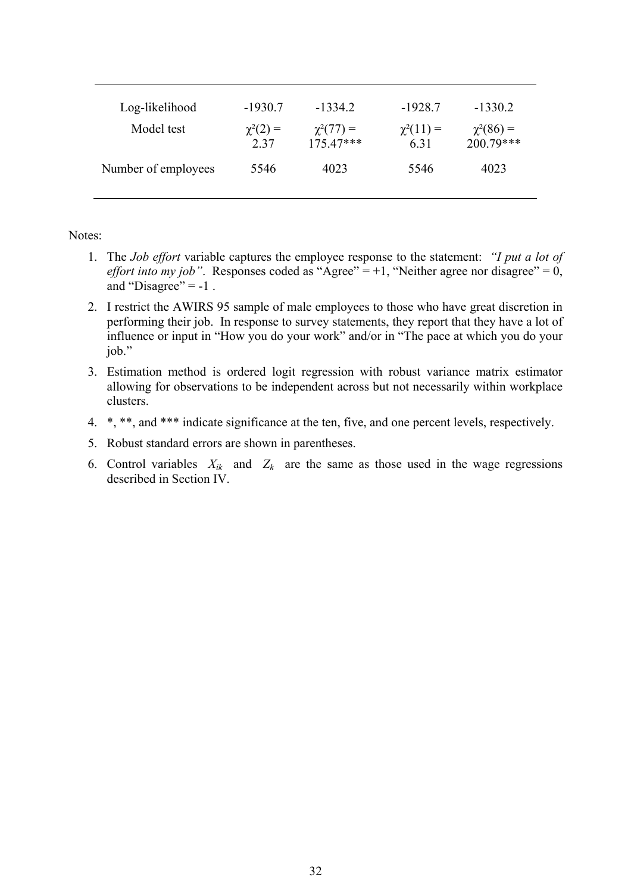| | | | | |
|---|---|---|---|---|
| Log-likelihood | -1930.7 | -1334.2 | -1928.7 | -1330.2 |
| Model test | $\chi^2(2)$ = 2.37 | $\chi^2(77)$ = 175.47*** | $\chi^2(11)$ = 6.31 | $\chi^2(86)$ = 200.79*** |
| Number of employees | 5546 | 4023 | 5546 | 4023 |

Notes:

1. The *Job effort* variable captures the employee response to the statement: *"I put a lot of effort into my job"*. Responses coded as "Agree" = +1, "Neither agree nor disagree" = 0, and "Disagree" = -1 .
2. I restrict the AWIRS 95 sample of male employees to those who have great discretion in performing their job. In response to survey statements, they report that they have a lot of influence or input in "How you do your work" and/or in "The pace at which you do your job."
3. Estimation method is ordered logit regression with robust variance matrix estimator allowing for observations to be independent across but not necessarily within workplace clusters.
4. *, **, and *** indicate significance at the ten, five, and one percent levels, respectively.
5. Robust standard errors are shown in parentheses.
6. Control variables $X_{ik}$ and $Z_k$ are the same as those used in the wage regressions described in Section IV.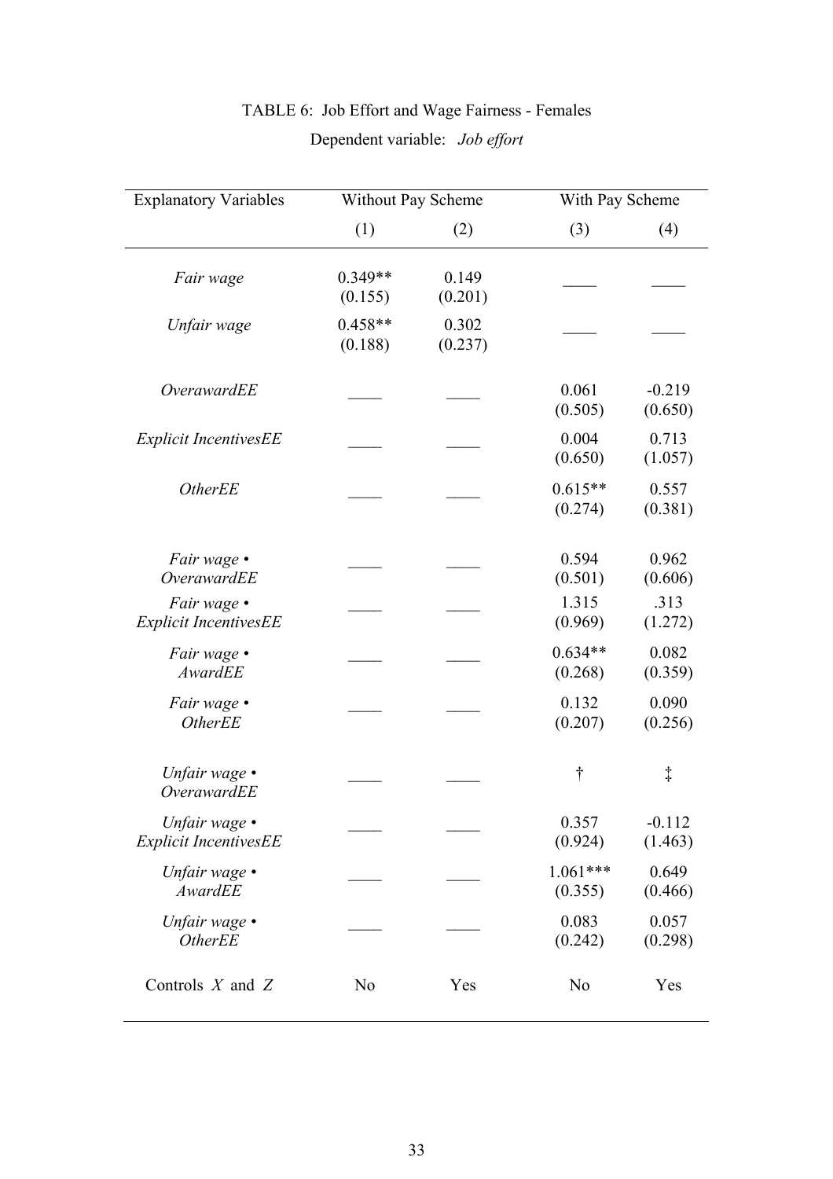TABLE 6: Job Effort and Wage Fairness - Females

Dependent variable: *Job effort*

| Explanatory Variables | Without Pay Scheme | | With Pay Scheme | |
|---|---|---|---|---|
| | (1) | (2) | (3) | (4) |
| *Fair wage* | 0.349** (0.155) | 0.149 (0.201) | ____ | ____ |
| *Unfair wage* | 0.458** (0.188) | 0.302 (0.237) | ____ | ____ |
| *OverawardEE* | ____ | ____ | 0.061 (0.505) | -0.219 (0.650) |
| *Explicit IncentivesEE* | ____ | ____ | 0.004 (0.650) | 0.713 (1.057) |
| *OtherEE* | ____ | ____ | 0.615** (0.274) | 0.557 (0.381) |
| *Fair wage • OverawardEE* | ____ | ____ | 0.594 (0.501) | 0.962 (0.606) |
| *Fair wage • Explicit IncentivesEE* | ____ | ____ | 1.315 (0.969) | .313 (1.272) |
| *Fair wage • AwardEE* | ____ | ____ | 0.634** (0.268) | 0.082 (0.359) |
| *Fair wage • OtherEE* | ____ | ____ | 0.132 (0.207) | 0.090 (0.256) |
| *Unfair wage • OverawardEE* | ____ | ____ | † | ‡ |
| *Unfair wage • Explicit IncentivesEE* | ____ | ____ | 0.357 (0.924) | -0.112 (1.463) |
| *Unfair wage • AwardEE* | ____ | ____ | 1.061*** (0.355) | 0.649 (0.466) |
| *Unfair wage • OtherEE* | ____ | ____ | 0.083 (0.242) | 0.057 (0.298) |
| Controls *X* and *Z* | No | Yes | No | Yes |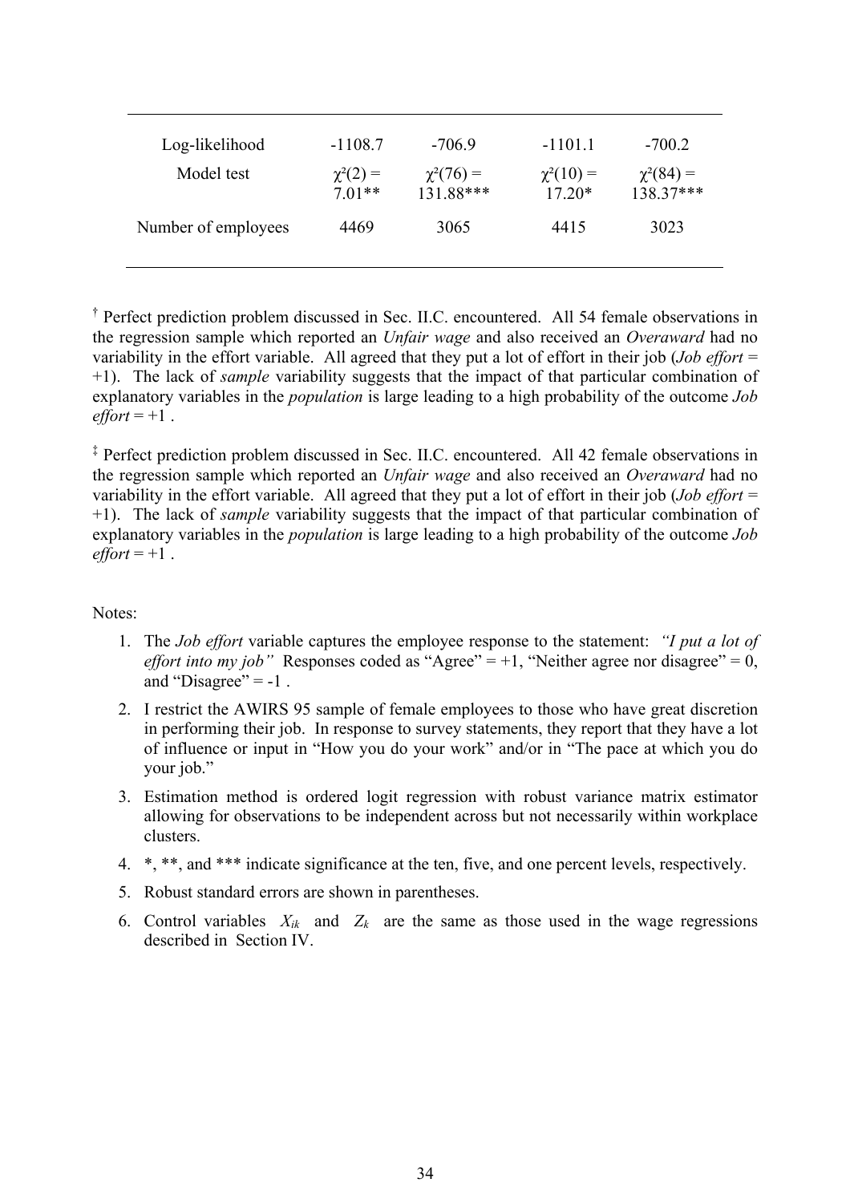| | | | | |
|---|---|---|---|---|
| Log-likelihood | -1108.7 | -706.9 | -1101.1 | -700.2 |
| Model test | $\chi^2(2)$ = 7.01** | $\chi^2(76)$ = 131.88*** | $\chi^2(10)$ = 17.20* | $\chi^2(84)$ = 138.37*** |
| Number of employees | 4469 | 3065 | 4415 | 3023 |

† Perfect prediction problem discussed in Sec. II.C. encountered. All 54 female observations in the regression sample which reported an *Unfair wage* and also received an *Overaward* had no variability in the effort variable. All agreed that they put a lot of effort in their job (*Job effort* = +1). The lack of *sample* variability suggests that the impact of that particular combination of explanatory variables in the *population* is large leading to a high probability of the outcome *Job effort* = +1 .

‡ Perfect prediction problem discussed in Sec. II.C. encountered. All 42 female observations in the regression sample which reported an *Unfair wage* and also received an *Overaward* had no variability in the effort variable. All agreed that they put a lot of effort in their job (*Job effort* = +1). The lack of *sample* variability suggests that the impact of that particular combination of explanatory variables in the *population* is large leading to a high probability of the outcome *Job effort* = +1 ."

Notes:

1. The *Job effort* variable captures the employee response to the statement: *"I put a lot of effort into my job"* Responses coded as "Agree" = +1, "Neither agree nor disagree" = 0, and "Disagree" = -1 .
2. I restrict the AWIRS 95 sample of female employees to those who have great discretion in performing their job. In response to survey statements, they report that they have a lot of influence or input in "How you do your work" and/or in "The pace at which you do your job."
3. Estimation method is ordered logit regression with robust variance matrix estimator allowing for observations to be independent across but not necessarily within workplace clusters.
4. *, **, and *** indicate significance at the ten, five, and one percent levels, respectively.
5. Robust standard errors are shown in parentheses.
6. Control variables $X_{ik}$ and $Z_k$ are the same as those used in the wage regressions described in Section IV.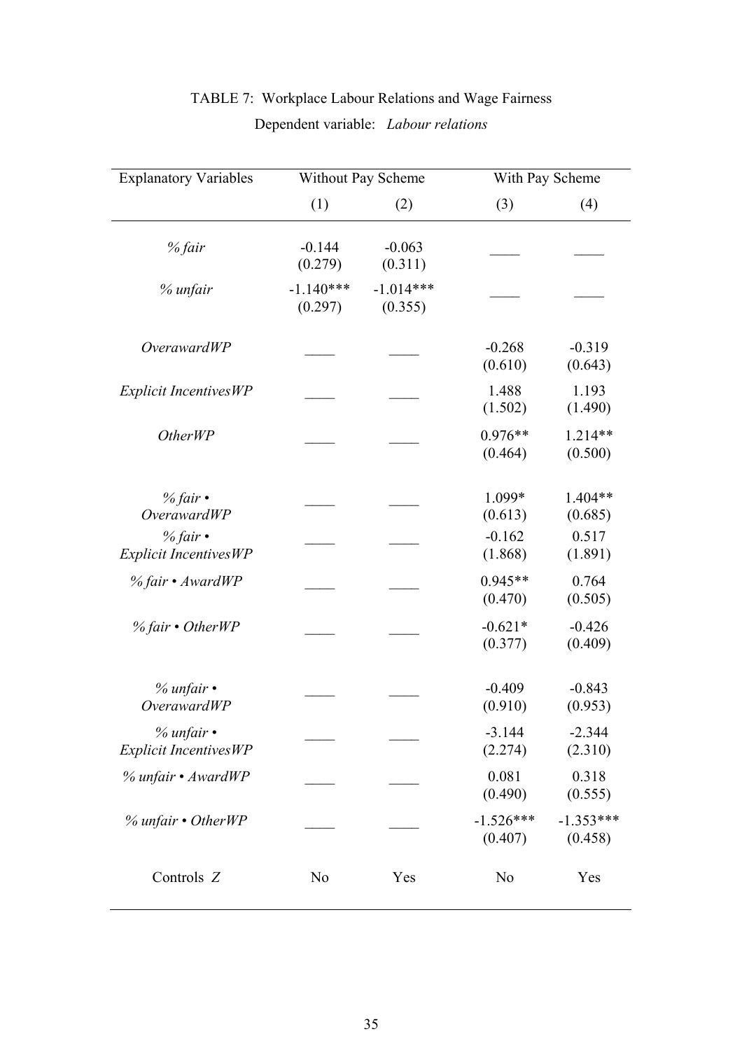TABLE 7: Workplace Labour Relations and Wage Fairness

Dependent variable: *Labour relations*

| Explanatory Variables | Without Pay Scheme | | With Pay Scheme | |
|---|---|---|---|---|
| | (1) | (2) | (3) | (4) |
| *% fair* | -0.144<br>(0.279) | -0.063<br>(0.311) | ____ | ____ |
| *% unfair* | -1.140***<br>(0.297) | -1.014***<br>(0.355) | ____ | ____ |
| *OverawardWP* | ____ | ____ | -0.268<br>(0.610) | -0.319<br>(0.643) |
| *Explicit IncentivesWP* | ____ | ____ | 1.488<br>(1.502) | 1.193<br>(1.490) |
| *OtherWP* | ____ | ____ | 0.976**<br>(0.464) | 1.214**<br>(0.500) |
| *% fair • OverawardWP* | ____ | ____ | 1.099*<br>(0.613) | 1.404**<br>(0.685) |
| *% fair • Explicit IncentivesWP* | ____ | ____ | -0.162<br>(1.868) | 0.517<br>(1.891) |
| *% fair • AwardWP* | ____ | ____ | 0.945**<br>(0.470) | 0.764<br>(0.505) |
| *% fair • OtherWP* | ____ | ____ | -0.621*<br>(0.377) | -0.426<br>(0.409) |
| *% unfair • OverawardWP* | ____ | ____ | -0.409<br>(0.910) | -0.843<br>(0.953) |
| *% unfair • Explicit IncentivesWP* | ____ | ____ | -3.144<br>(2.274) | -2.344<br>(2.310) |
| *% unfair • AwardWP* | ____ | ____ | 0.081<br>(0.490) | 0.318<br>(0.555) |
| *% unfair • OtherWP* | ____ | ____ | -1.526***<br>(0.407) | -1.353***<br>(0.458) |
| Controls *Z* | No | Yes | No | Yes |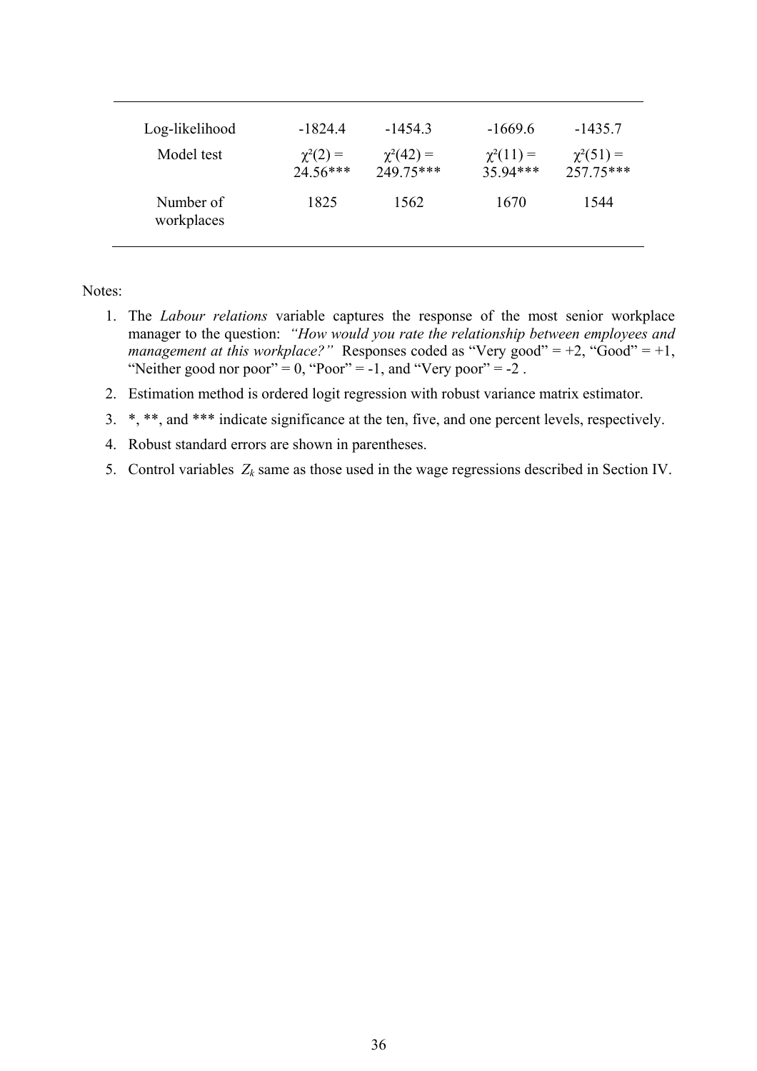| | | | | |
|---|---|---|---|---|
| Log-likelihood | -1824.4 | -1454.3 | -1669.6 | -1435.7 |
| Model test | $\chi^2(2)$ = 24.56*** | $\chi^2(42)$ = 249.75*** | $\chi^2(11)$ = 35.94*** | $\chi^2(51)$ = 257.75*** |
| Number of workplaces | 1825 | 1562 | 1670 | 1544 |

Notes:

1. The *Labour relations* variable captures the response of the most senior workplace manager to the question: *"How would you rate the relationship between employees and management at this workplace?"* Responses coded as "Very good" = +2, "Good" = +1, "Neither good nor poor" = 0, "Poor" = -1, and "Very poor" = -2 .
2. Estimation method is ordered logit regression with robust variance matrix estimator.
3. *, **, and *** indicate significance at the ten, five, and one percent levels, respectively.
4. Robust standard errors are shown in parentheses.
5. Control variables $Z_k$ same as those used in the wage regressions described in Section IV.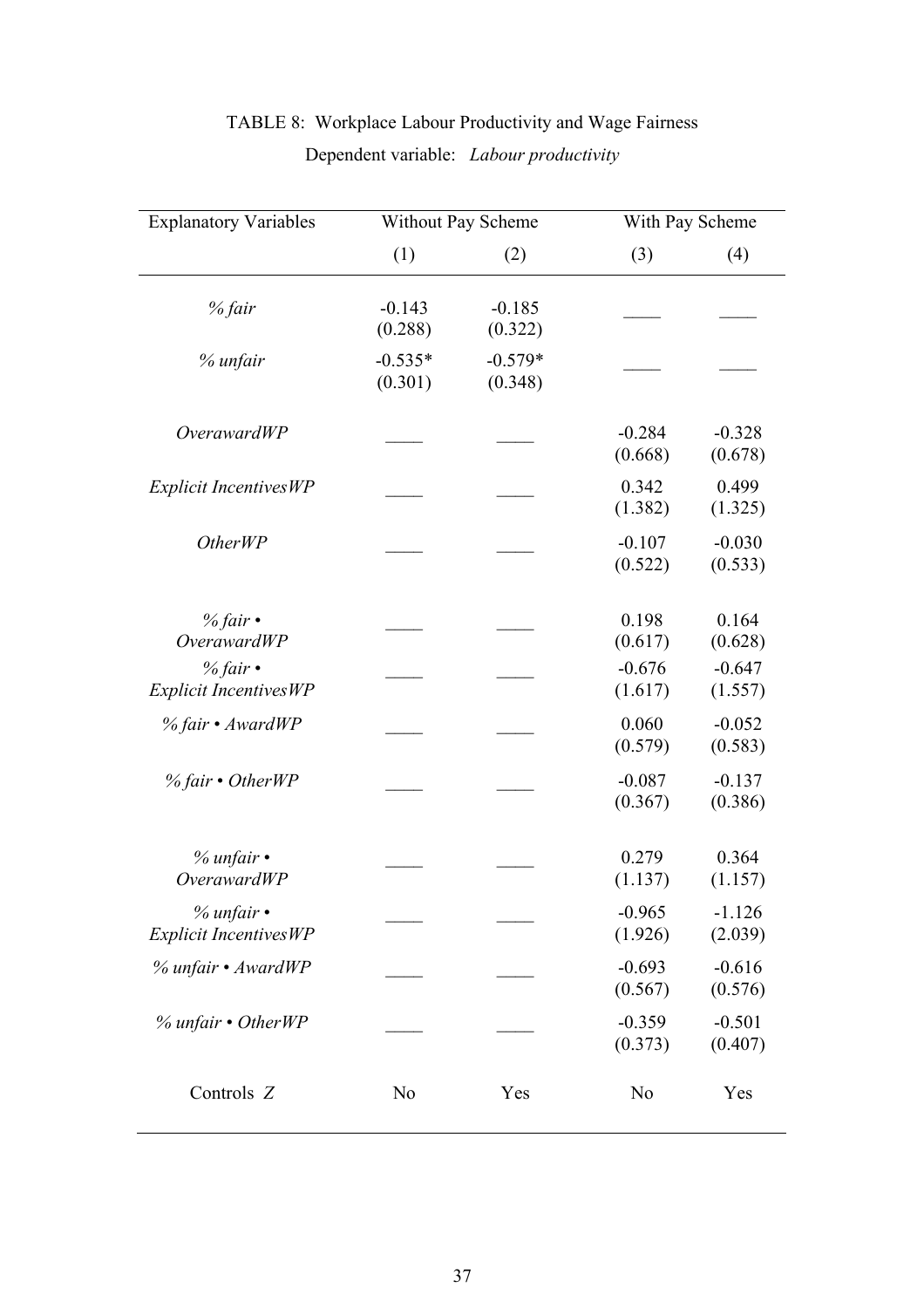TABLE 8: Workplace Labour Productivity and Wage Fairness

Dependent variable: *Labour productivity*

| Explanatory Variables | Without Pay Scheme | | With Pay Scheme | |
|---|---|---|---|---|
| | (1) | (2) | (3) | (4) |
| *% fair* | -0.143 (0.288) | -0.185 (0.322) | ____ | ____ |
| *% unfair* | -0.535* (0.301) | -0.579* (0.348) | ____ | ____ |
| *OverawardWP* | ____ | ____ | -0.284 (0.668) | -0.328 (0.678) |
| *Explicit IncentivesWP* | ____ | ____ | 0.342 (1.382) | 0.499 (1.325) |
| *OtherWP* | ____ | ____ | -0.107 (0.522) | -0.030 (0.533) |
| *% fair • OverawardWP* | ____ | ____ | 0.198 (0.617) | 0.164 (0.628) |
| *% fair • Explicit IncentivesWP* | ____ | ____ | -0.676 (1.617) | -0.647 (1.557) |
| *% fair • AwardWP* | ____ | ____ | 0.060 (0.579) | -0.052 (0.583) |
| *% fair • OtherWP* | ____ | ____ | -0.087 (0.367) | -0.137 (0.386) |
| *% unfair • OverawardWP* | ____ | ____ | 0.279 (1.137) | 0.364 (1.157) |
| *% unfair • Explicit IncentivesWP* | ____ | ____ | -0.965 (1.926) | -1.126 (2.039) |
| *% unfair • AwardWP* | ____ | ____ | -0.693 (0.567) | -0.616 (0.576) |
| *% unfair • OtherWP* | ____ | ____ | -0.359 (0.373) | -0.501 (0.407) |
| Controls *Z* | No | Yes | No | Yes |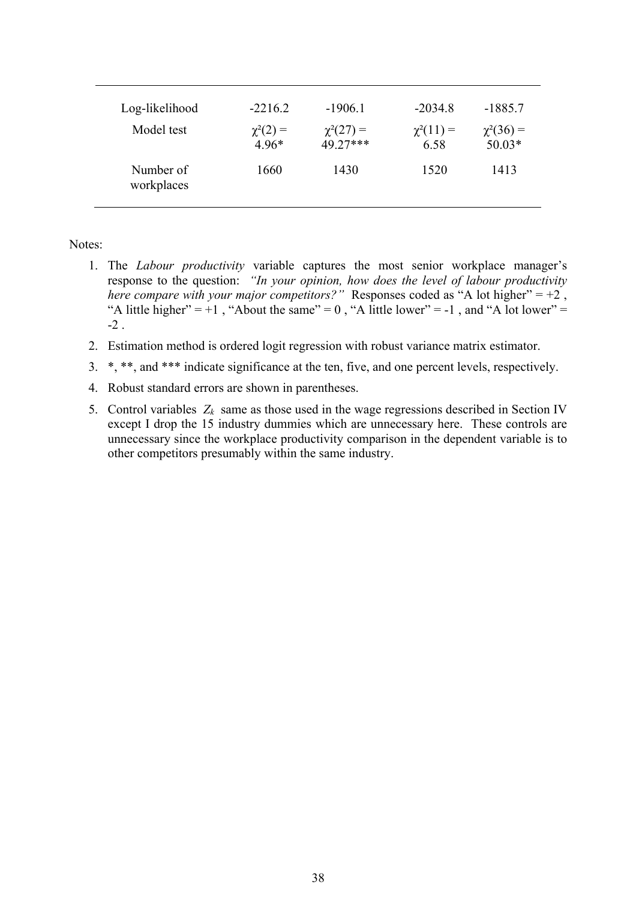| | | | | |
|---|---|---|---|---|
| Log-likelihood | -2216.2 | -1906.1 | -2034.8 | -1885.7 |
| Model test | $\chi^2(2)$ = 4.96* | $\chi^2(27)$ = 49.27*** | $\chi^2(11)$ = 6.58 | $\chi^2(36)$ = 50.03* |
| Number of workplaces | 1660 | 1430 | 1520 | 1413 |

Notes:

1. The *Labour productivity* variable captures the most senior workplace manager's response to the question: *"In your opinion, how does the level of labour productivity here compare with your major competitors?"* Responses coded as "A lot higher" = +2 , "A little higher" = +1 , "About the same" = 0 , "A little lower" = -1 , and "A lot lower" = -2 .
2. Estimation method is ordered logit regression with robust variance matrix estimator.
3. *, **, and *** indicate significance at the ten, five, and one percent levels, respectively.
4. Robust standard errors are shown in parentheses.
5. Control variables $Z_k$ same as those used in the wage regressions described in Section IV except I drop the 15 industry dummies which are unnecessary here. These controls are unnecessary since the workplace productivity comparison in the dependent variable is to other competitors presumably within the same industry.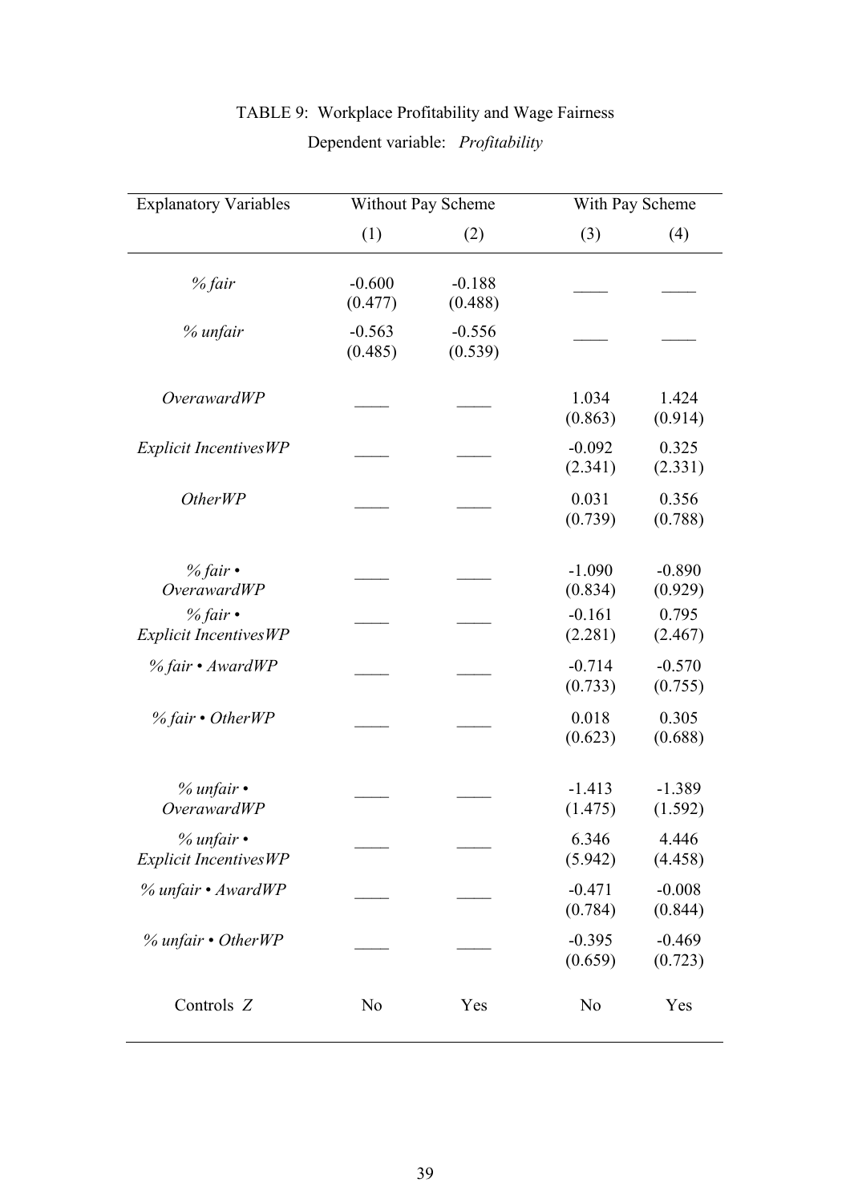TABLE 9: Workplace Profitability and Wage Fairness

Dependent variable: *Profitability*

| Explanatory Variables | Without Pay Scheme | | With Pay Scheme | |
|---|---|---|---|---|
| | (1) | (2) | (3) | (4) |
| *% fair* | -0.600 (0.477) | -0.188 (0.488) | ____ | ____ |
| *% unfair* | -0.563 (0.485) | -0.556 (0.539) | ____ | ____ |
| *OverawardWP* | ____ | ____ | 1.034 (0.863) | 1.424 (0.914) |
| *Explicit IncentivesWP* | ____ | ____ | -0.092 (2.341) | 0.325 (2.331) |
| *OtherWP* | ____ | ____ | 0.031 (0.739) | 0.356 (0.788) |
| *% fair • OverawardWP* | ____ | ____ | -1.090 (0.834) | -0.890 (0.929) |
| *% fair • Explicit IncentivesWP* | ____ | ____ | -0.161 (2.281) | 0.795 (2.467) |
| *% fair • AwardWP* | ____ | ____ | -0.714 (0.733) | -0.570 (0.755) |
| *% fair • OtherWP* | ____ | ____ | 0.018 (0.623) | 0.305 (0.688) |
| *% unfair • OverawardWP* | ____ | ____ | -1.413 (1.475) | -1.389 (1.592) |
| *% unfair • Explicit IncentivesWP* | ____ | ____ | 6.346 (5.942) | 4.446 (4.458) |
| *% unfair • AwardWP* | ____ | ____ | -0.471 (0.784) | -0.008 (0.844) |
| *% unfair • OtherWP* | ____ | ____ | -0.395 (0.659) | -0.469 (0.723) |
| Controls *Z* | No | Yes | No | Yes |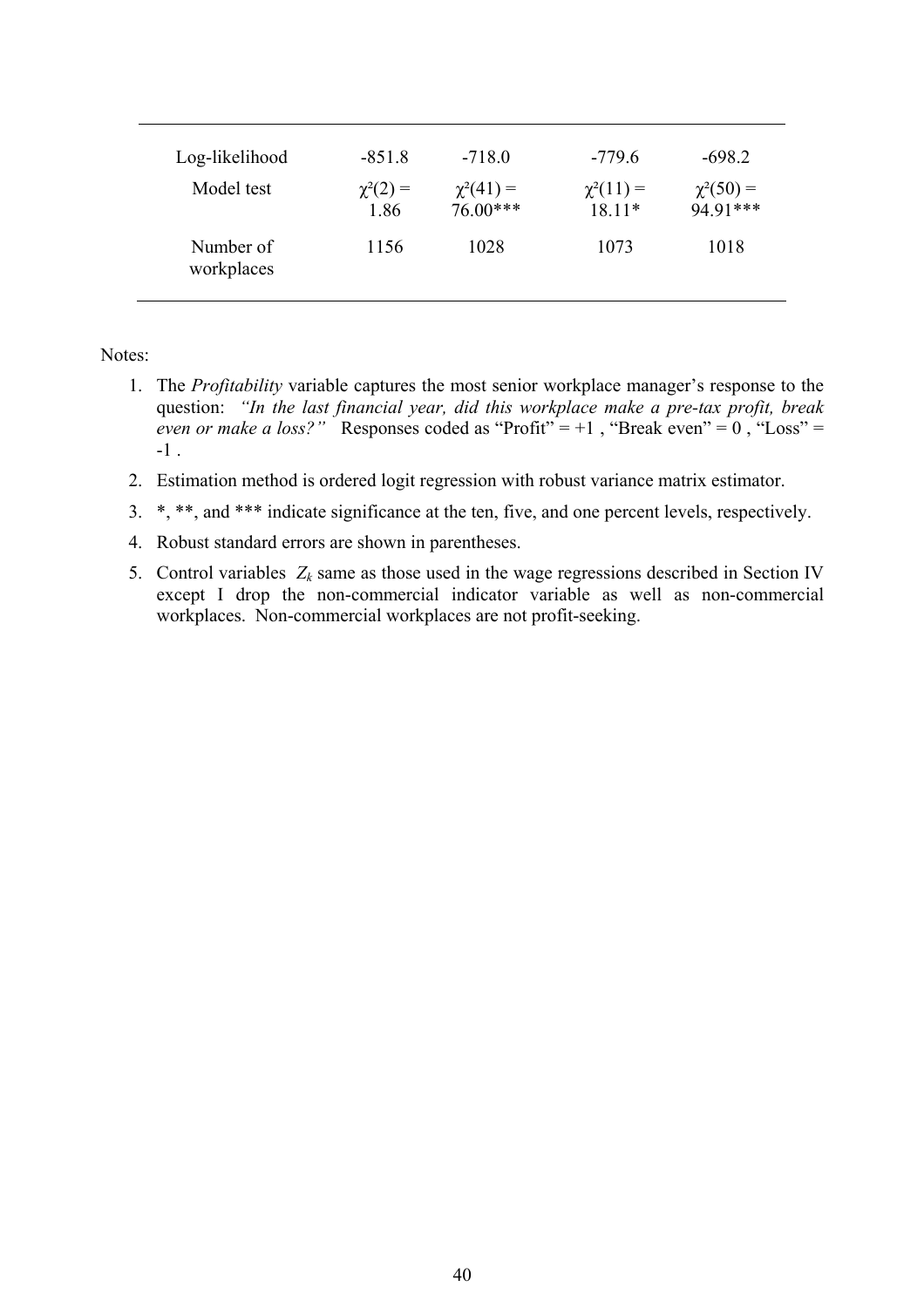| | | | | |
|---|---|---|---|---|
| Log-likelihood | -851.8 | -718.0 | -779.6 | -698.2 |
| Model test | $\chi^2(2)$ = 1.86 | $\chi^2(41)$ = 76.00*** | $\chi^2(11)$ = 18.11* | $\chi^2(50)$ = 94.91*** |
| Number of workplaces | 1156 | 1028 | 1073 | 1018 |

Notes:

1. The *Profitability* variable captures the most senior workplace manager's response to the question: *"In the last financial year, did this workplace make a pre-tax profit, break even or make a loss?"* Responses coded as "Profit" = +1 , "Break even" = 0 , "Loss" = -1 .
2. Estimation method is ordered logit regression with robust variance matrix estimator.
3. *, **, and *** indicate significance at the ten, five, and one percent levels, respectively.
4. Robust standard errors are shown in parentheses.
5. Control variables $Z_k$ same as those used in the wage regressions described in Section IV except I drop the non-commercial indicator variable as well as non-commercial workplaces. Non-commercial workplaces are not profit-seeking.